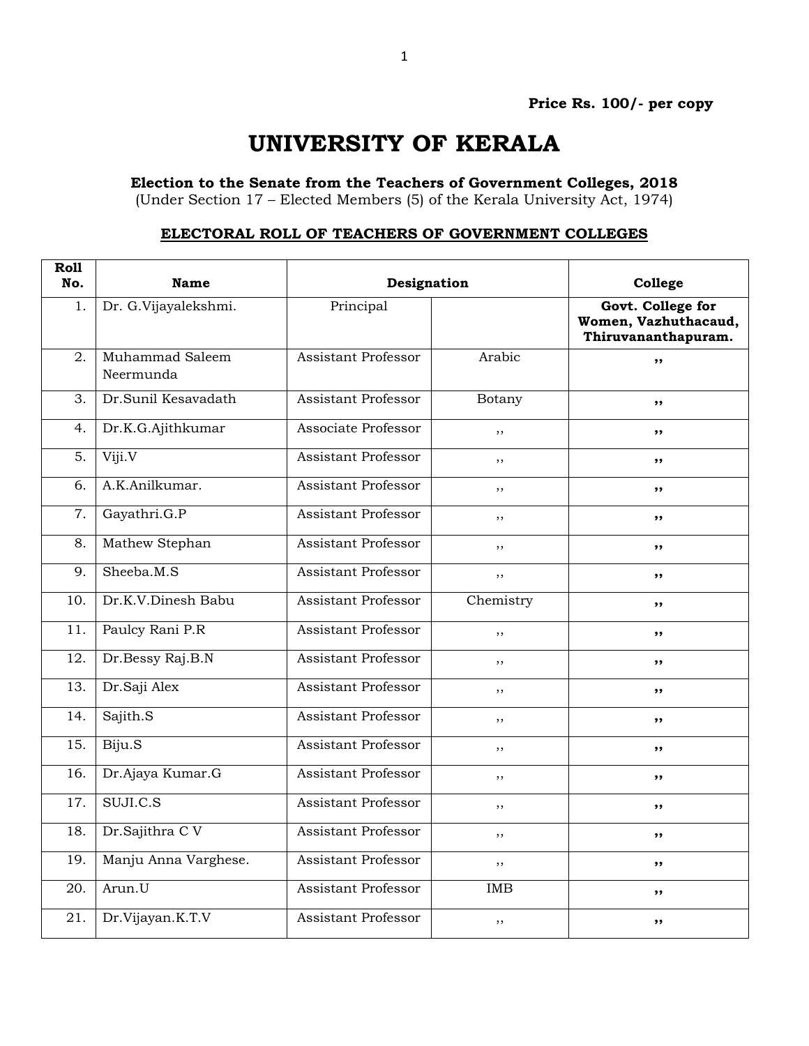**Price Rs. 100/- per copy**

# UNIVERSITY OF KERALA

**Election to the Senate from the Teachers of Government Colleges, 2018**
(Under Section 17 – Elected Members (5) of the Kerala University Act, 1974)

## ELECTORAL ROLL OF TEACHERS OF GOVERNMENT COLLEGES

| Roll No. | Name | Designation | | College |
|---|---|---|---|---|
| 1. | Dr. G.Vijayalekshmi. | Principal | | **Govt. College for Women, Vazhuthacaud, Thiruvananthapuram.** |
| 2. | Muhammad Saleem Neermunda | Assistant Professor | Arabic | ,, |
| 3. | Dr.Sunil Kesavadath | Assistant Professor | Botany | ,, |
| 4. | Dr.K.G.Ajithkumar | Associate Professor | ,, | ,, |
| 5. | Viji.V | Assistant Professor | ,, | ,, |
| 6. | A.K.Anilkumar. | Assistant Professor | ,, | ,, |
| 7. | Gayathri.G.P | Assistant Professor | ,, | ,, |
| 8. | Mathew Stephan | Assistant Professor | ,, | ,, |
| 9. | Sheeba.M.S | Assistant Professor | ,, | ,, |
| 10. | Dr.K.V.Dinesh Babu | Assistant Professor | Chemistry | ,, |
| 11. | Paulcy Rani P.R | Assistant Professor | ,, | ,, |
| 12. | Dr.Bessy Raj.B.N | Assistant Professor | ,, | ,, |
| 13. | Dr.Saji Alex | Assistant Professor | ,, | ,, |
| 14. | Sajith.S | Assistant Professor | ,, | ,, |
| 15. | Biju.S | Assistant Professor | ,, | ,, |
| 16. | Dr.Ajaya Kumar.G | Assistant Professor | ,, | ,, |
| 17. | SUJI.C.S | Assistant Professor | ,, | ,, |
| 18. | Dr.Sajithra C V | Assistant Professor | ,, | ,, |
| 19. | Manju Anna Varghese. | Assistant Professor | ,, | ,, |
| 20. | Arun.U | Assistant Professor | IMB | ,, |
| 21. | Dr.Vijayan.K.T.V | Assistant Professor | ,, | ,, |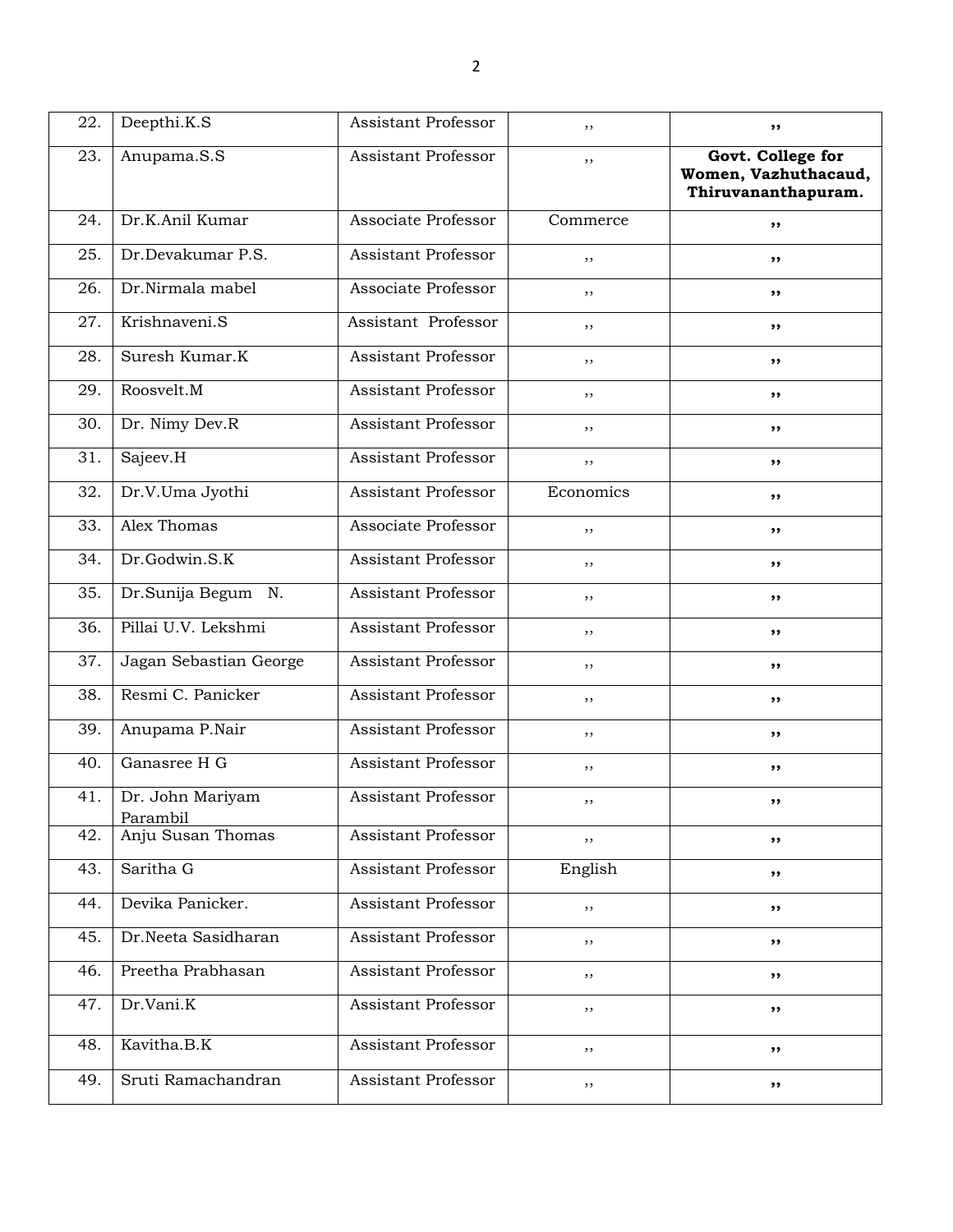| 22. | Deepthi.K.S | Assistant Professor | ,, | ,, |
|---|---|---|---|---|
| 23. | Anupama.S.S | Assistant Professor | ,, | **Govt. College for Women, Vazhuthacaud, Thiruvananthapuram.** |
| 24. | Dr.K.Anil Kumar | Associate Professor | Commerce | ,, |
| 25. | Dr.Devakumar P.S. | Assistant Professor | ,, | ,, |
| 26. | Dr.Nirmala mabel | Associate Professor | ,, | ,, |
| 27. | Krishnaveni.S | Assistant Professor | ,, | ,, |
| 28. | Suresh Kumar.K | Assistant Professor | ,, | ,, |
| 29. | Roosvelt.M | Assistant Professor | ,, | ,, |
| 30. | Dr. Nimy Dev.R | Assistant Professor | ,, | ,, |
| 31. | Sajeev.H | Assistant Professor | ,, | ,, |
| 32. | Dr.V.Uma Jyothi | Assistant Professor | Economics | ,, |
| 33. | Alex Thomas | Associate Professor | ,, | ,, |
| 34. | Dr.Godwin.S.K | Assistant Professor | ,, | ,, |
| 35. | Dr.Sunija Begum N. | Assistant Professor | ,, | ,, |
| 36. | Pillai U.V. Lekshmi | Assistant Professor | ,, | ,, |
| 37. | Jagan Sebastian George | Assistant Professor | ,, | ,, |
| 38. | Resmi C. Panicker | Assistant Professor | ,, | ,, |
| 39. | Anupama P.Nair | Assistant Professor | ,, | ,, |
| 40. | Ganasree H G | Assistant Professor | ,, | ,, |
| 41. | Dr. John Mariyam Parambil | Assistant Professor | ,, | ,, |
| 42. | Anju Susan Thomas | Assistant Professor | ,, | ,, |
| 43. | Saritha G | Assistant Professor | English | ,, |
| 44. | Devika Panicker. | Assistant Professor | ,, | ,, |
| 45. | Dr.Neeta Sasidharan | Assistant Professor | ,, | ,, |
| 46. | Preetha Prabhasan | Assistant Professor | ,, | ,, |
| 47. | Dr.Vani.K | Assistant Professor | ,, | ,, |
| 48. | Kavitha.B.K | Assistant Professor | ,, | ,, |
| 49. | Sruti Ramachandran | Assistant Professor | ,, | ,, |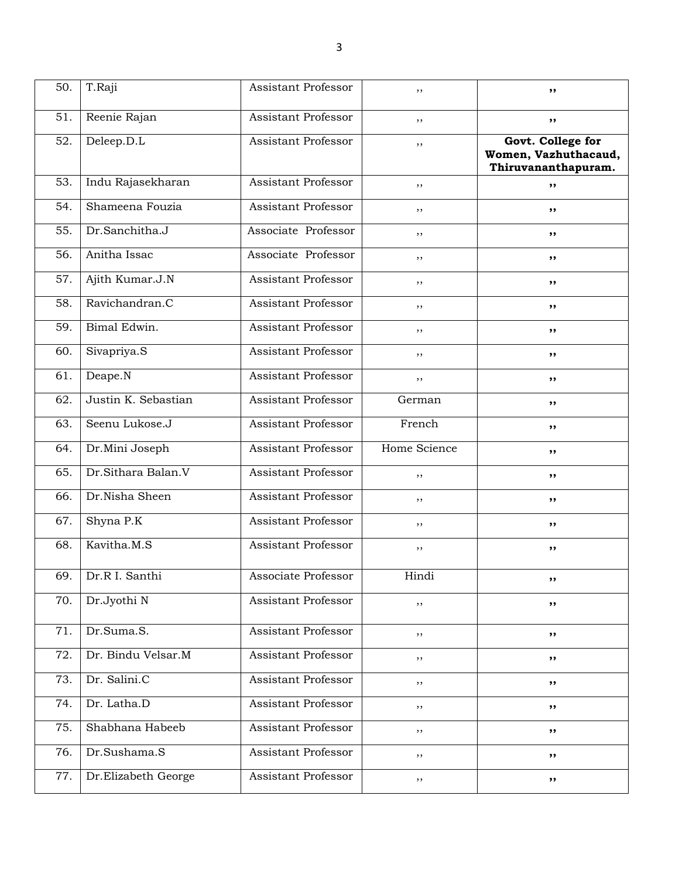| 50. | T.Raji | Assistant Professor | ,, | ,, |
|---|---|---|---|---|
| 51. | Reenie Rajan | Assistant Professor | ,, | ,, |
| 52. | Deleep.D.L | Assistant Professor | ,, | **Govt. College for Women, Vazhuthacaud, Thiruvananthapuram.** |
| 53. | Indu Rajasekharan | Assistant Professor | ,, | ,, |
| 54. | Shameena Fouzia | Assistant Professor | ,, | ,, |
| 55. | Dr.Sanchitha.J | Associate Professor | ,, | ,, |
| 56. | Anitha Issac | Associate Professor | ,, | ,, |
| 57. | Ajith Kumar.J.N | Assistant Professor | ,, | ,, |
| 58. | Ravichandran.C | Assistant Professor | ,, | ,, |
| 59. | Bimal Edwin. | Assistant Professor | ,, | ,, |
| 60. | Sivapriya.S | Assistant Professor | ,, | ,, |
| 61. | Deape.N | Assistant Professor | ,, | ,, |
| 62. | Justin K. Sebastian | Assistant Professor | German | ,, |
| 63. | Seenu Lukose.J | Assistant Professor | French | ,, |
| 64. | Dr.Mini Joseph | Assistant Professor | Home Science | ,, |
| 65. | Dr.Sithara Balan.V | Assistant Professor | ,, | ,, |
| 66. | Dr.Nisha Sheen | Assistant Professor | ,, | ,, |
| 67. | Shyna P.K | Assistant Professor | ,, | ,, |
| 68. | Kavitha.M.S | Assistant Professor | ,, | ,, |
| 69. | Dr.R I. Santhi | Associate Professor | Hindi | ,, |
| 70. | Dr.Jyothi N | Assistant Professor | ,, | ,, |
| 71. | Dr.Suma.S. | Assistant Professor | ,, | ,, |
| 72. | Dr. Bindu Velsar.M | Assistant Professor | ,, | ,, |
| 73. | Dr. Salini.C | Assistant Professor | ,, | ,, |
| 74. | Dr. Latha.D | Assistant Professor | ,, | ,, |
| 75. | Shabhana Habeeb | Assistant Professor | ,, | ,, |
| 76. | Dr.Sushama.S | Assistant Professor | ,, | ,, |
| 77. | Dr.Elizabeth George | Assistant Professor | ,, | ,, |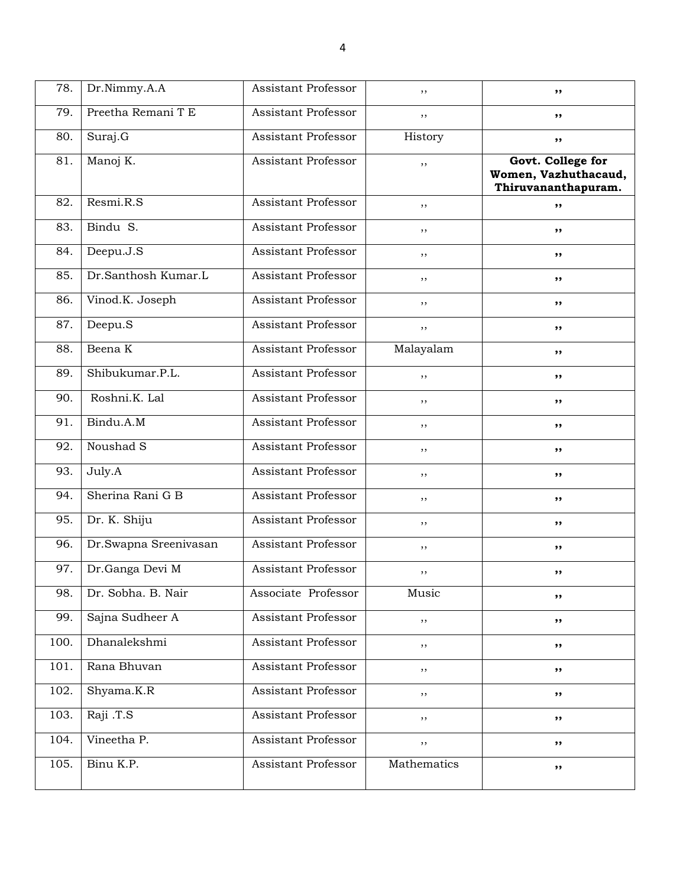| 78. | Dr.Nimmy.A.A | Assistant Professor | ,, | ,, |
|---|---|---|---|---|
| 79. | Preetha Remani T E | Assistant Professor | ,, | ,, |
| 80. | Suraj.G | Assistant Professor | History | ,, |
| 81. | Manoj K. | Assistant Professor | ,, | **Govt. College for Women, Vazhuthacaud, Thiruvananthapuram.** |
| 82. | Resmi.R.S | Assistant Professor | ,, | ,, |
| 83. | Bindu S. | Assistant Professor | ,, | ,, |
| 84. | Deepu.J.S | Assistant Professor | ,, | ,, |
| 85. | Dr.Santhosh Kumar.L | Assistant Professor | ,, | ,, |
| 86. | Vinod.K. Joseph | Assistant Professor | ,, | ,, |
| 87. | Deepu.S | Assistant Professor | ,, | ,, |
| 88. | Beena K | Assistant Professor | Malayalam | ,, |
| 89. | Shibukumar.P.L. | Assistant Professor | ,, | ,, |
| 90. | Roshni.K. Lal | Assistant Professor | ,, | ,, |
| 91. | Bindu.A.M | Assistant Professor | ,, | ,, |
| 92. | Noushad S | Assistant Professor | ,, | ,, |
| 93. | July.A | Assistant Professor | ,, | ,, |
| 94. | Sherina Rani G B | Assistant Professor | ,, | ,, |
| 95. | Dr. K. Shiju | Assistant Professor | ,, | ,, |
| 96. | Dr.Swapna Sreenivasan | Assistant Professor | ,, | ,, |
| 97. | Dr.Ganga Devi M | Assistant Professor | ,, | ,, |
| 98. | Dr. Sobha. B. Nair | Associate Professor | Music | ,, |
| 99. | Sajna Sudheer A | Assistant Professor | ,, | ,, |
| 100. | Dhanalekshmi | Assistant Professor | ,, | ,, |
| 101. | Rana Bhuvan | Assistant Professor | ,, | ,, |
| 102. | Shyama.K.R | Assistant Professor | ,, | ,, |
| 103. | Raji .T.S | Assistant Professor | ,, | ,, |
| 104. | Vineetha P. | Assistant Professor | ,, | ,, |
| 105. | Binu K.P. | Assistant Professor | Mathematics | ,, |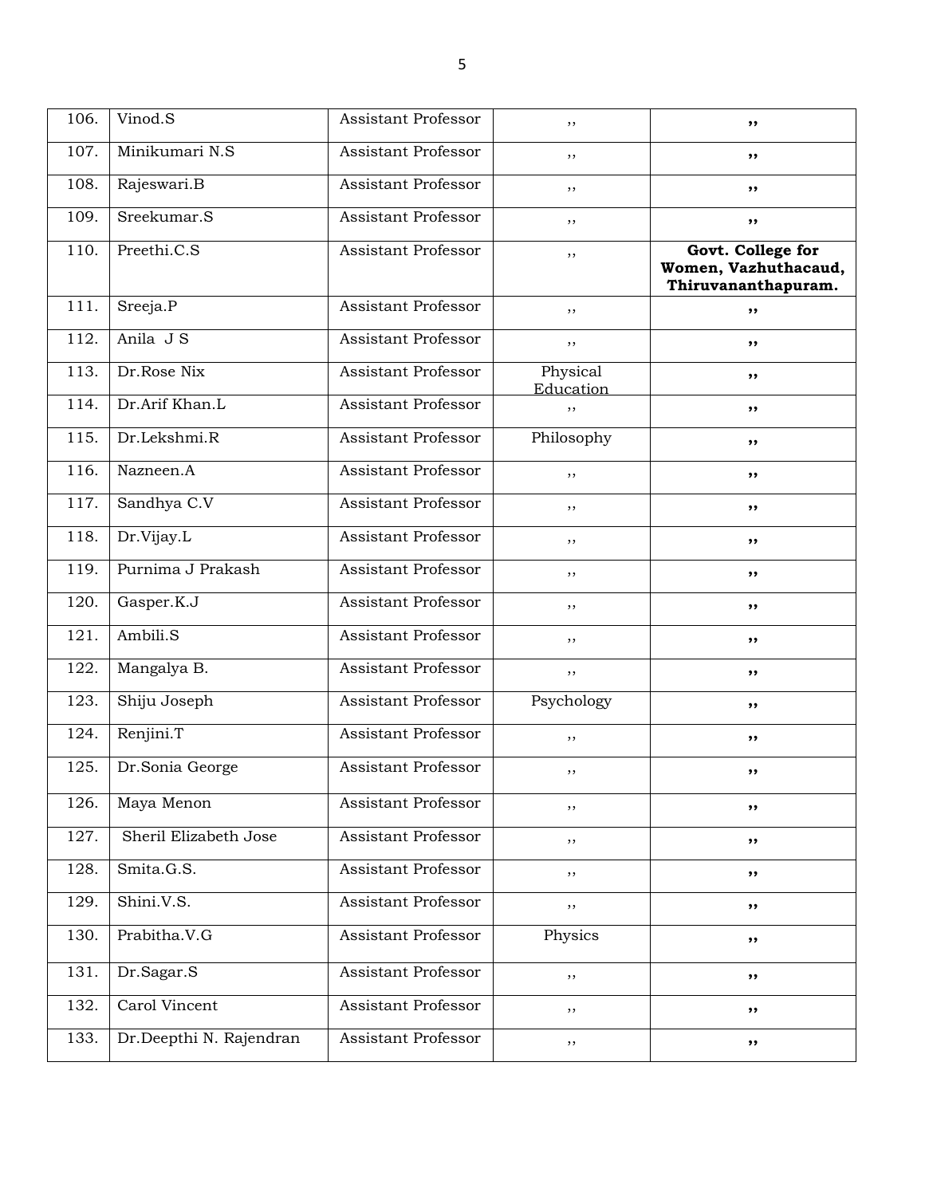| 106. | Vinod.S | Assistant Professor | ,, | ,, |
|---|---|---|---|---|
| 107. | Minikumari N.S | Assistant Professor | ,, | ,, |
| 108. | Rajeswari.B | Assistant Professor | ,, | ,, |
| 109. | Sreekumar.S | Assistant Professor | ,, | ,, |
| 110. | Preethi.C.S | Assistant Professor | ,, | **Govt. College for Women, Vazhuthacaud, Thiruvananthapuram.** |
| 111. | Sreeja.P | Assistant Professor | ,, | ,, |
| 112. | Anila J S | Assistant Professor | ,, | ,, |
| 113. | Dr.Rose Nix | Assistant Professor | Physical Education | ,, |
| 114. | Dr.Arif Khan.L | Assistant Professor | ,, | ,, |
| 115. | Dr.Lekshmi.R | Assistant Professor | Philosophy | ,, |
| 116. | Nazneen.A | Assistant Professor | ,, | ,, |
| 117. | Sandhya C.V | Assistant Professor | ,, | ,, |
| 118. | Dr.Vijay.L | Assistant Professor | ,, | ,, |
| 119. | Purnima J Prakash | Assistant Professor | ,, | ,, |
| 120. | Gasper.K.J | Assistant Professor | ,, | ,, |
| 121. | Ambili.S | Assistant Professor | ,, | ,, |
| 122. | Mangalya B. | Assistant Professor | ,, | ,, |
| 123. | Shiju Joseph | Assistant Professor | Psychology | ,, |
| 124. | Renjini.T | Assistant Professor | ,, | ,, |
| 125. | Dr.Sonia George | Assistant Professor | ,, | ,, |
| 126. | Maya Menon | Assistant Professor | ,, | ,, |
| 127. | Sheril Elizabeth Jose | Assistant Professor | ,, | ,, |
| 128. | Smita.G.S. | Assistant Professor | ,, | ,, |
| 129. | Shini.V.S. | Assistant Professor | ,, | ,, |
| 130. | Prabitha.V.G | Assistant Professor | Physics | ,, |
| 131. | Dr.Sagar.S | Assistant Professor | ,, | ,, |
| 132. | Carol Vincent | Assistant Professor | ,, | ,, |
| 133. | Dr.Deepthi N. Rajendran | Assistant Professor | ,, | ,, |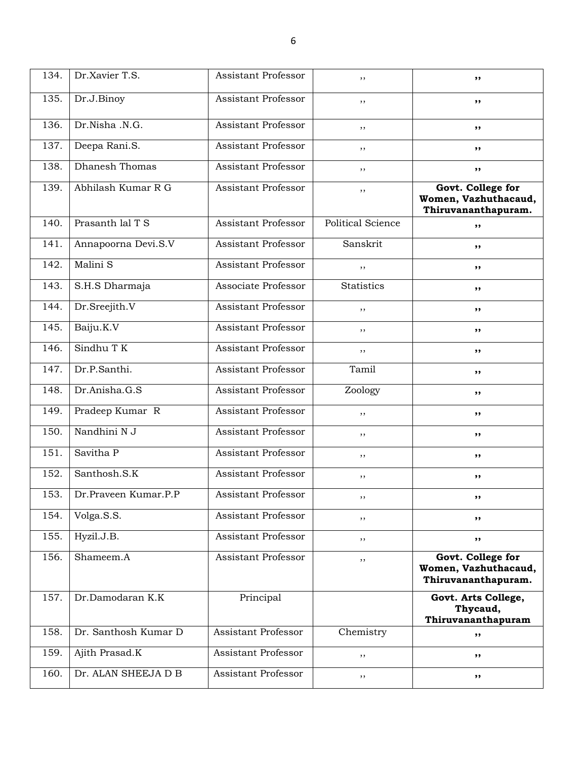| 134. | Dr.Xavier T.S. | Assistant Professor | ,, | ,, |
|---|---|---|---|---|
| 135. | Dr.J.Binoy | Assistant Professor | ,, | ,, |
| 136. | Dr.Nisha .N.G. | Assistant Professor | ,, | ,, |
| 137. | Deepa Rani.S. | Assistant Professor | ,, | ,, |
| 138. | Dhanesh Thomas | Assistant Professor | ,, | ,, |
| 139. | Abhilash Kumar R G | Assistant Professor | ,, | **Govt. College for Women, Vazhuthacaud, Thiruvananthapuram.** |
| 140. | Prasanth lal T S | Assistant Professor | Political Science | ,, |
| 141. | Annapoorna Devi.S.V | Assistant Professor | Sanskrit | ,, |
| 142. | Malini S | Assistant Professor | ,, | ,, |
| 143. | S.H.S Dharmaja | Associate Professor | Statistics | ,, |
| 144. | Dr.Sreejith.V | Assistant Professor | ,, | ,, |
| 145. | Baiju.K.V | Assistant Professor | ,, | ,, |
| 146. | Sindhu T K | Assistant Professor | ,, | ,, |
| 147. | Dr.P.Santhi. | Assistant Professor | Tamil | ,, |
| 148. | Dr.Anisha.G.S | Assistant Professor | Zoology | ,, |
| 149. | Pradeep Kumar R | Assistant Professor | ,, | ,, |
| 150. | Nandhini N J | Assistant Professor | ,, | ,, |
| 151. | Savitha P | Assistant Professor | ,, | ,, |
| 152. | Santhosh.S.K | Assistant Professor | ,, | ,, |
| 153. | Dr.Praveen Kumar.P.P | Assistant Professor | ,, | ,, |
| 154. | Volga.S.S. | Assistant Professor | ,, | ,, |
| 155. | Hyzil.J.B. | Assistant Professor | ,, | ,, |
| 156. | Shameem.A | Assistant Professor | ,, | **Govt. College for Women, Vazhuthacaud, Thiruvananthapuram.** |
| 157. | Dr.Damodaran K.K | Principal | | **Govt. Arts College, Thycaud, Thiruvananthapuram** |
| 158. | Dr. Santhosh Kumar D | Assistant Professor | Chemistry | ,, |
| 159. | Ajith Prasad.K | Assistant Professor | ,, | ,, |
| 160. | Dr. ALAN SHEEJA D B | Assistant Professor | ,, | ,, |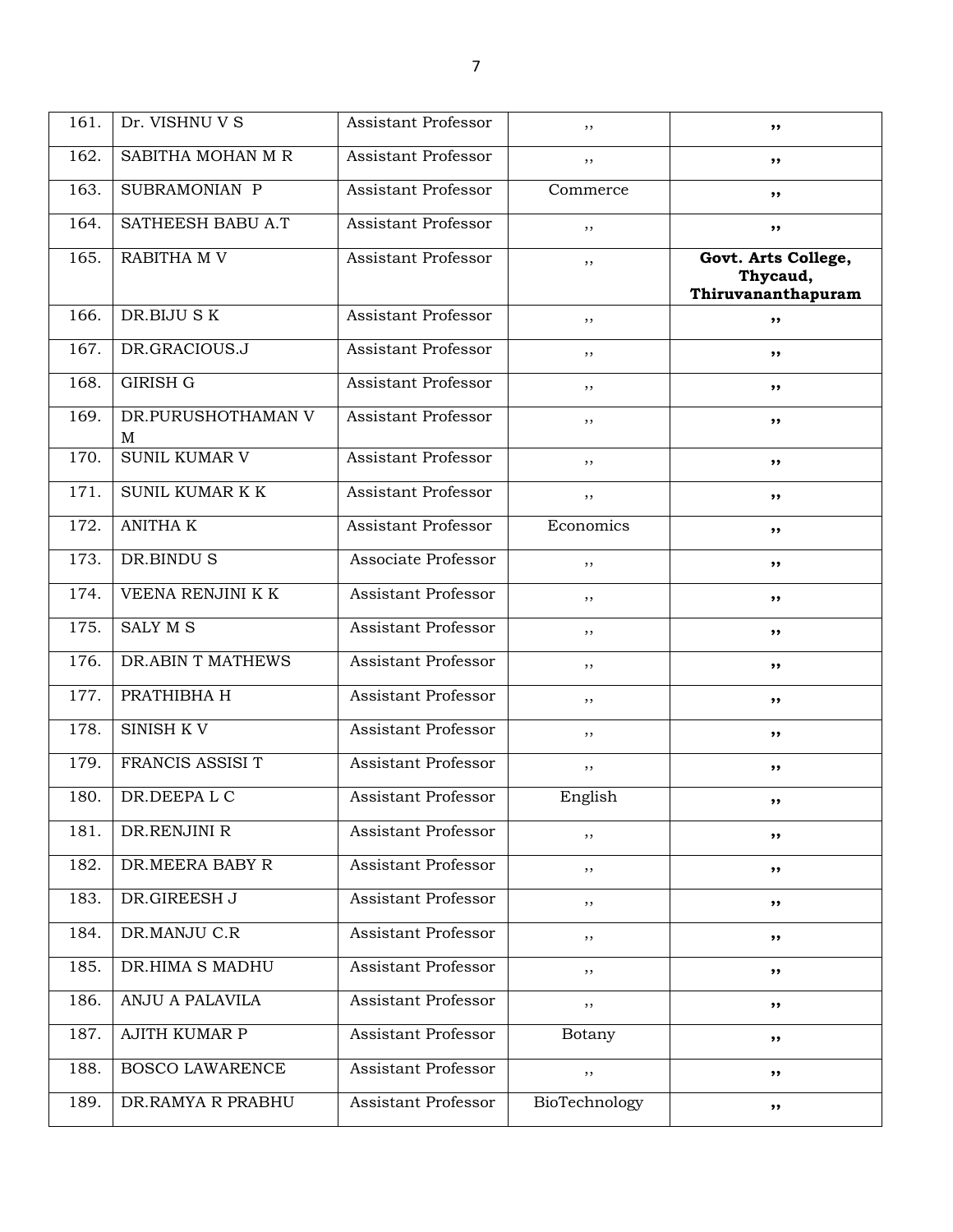| 161. | Dr. VISHNU V S | Assistant Professor | ,, | ,, |
|---|---|---|---|---|
| 162. | SABITHA MOHAN M R | Assistant Professor | ,, | ,, |
| 163. | SUBRAMONIAN P | Assistant Professor | Commerce | ,, |
| 164. | SATHEESH BABU A.T | Assistant Professor | ,, | ,, |
| 165. | RABITHA M V | Assistant Professor | ,, | **Govt. Arts College, Thycaud, Thiruvananthapuram** |
| 166. | DR.BIJU S K | Assistant Professor | ,, | ,, |
| 167. | DR.GRACIOUS.J | Assistant Professor | ,, | ,, |
| 168. | GIRISH G | Assistant Professor | ,, | ,, |
| 169. | DR.PURUSHOTHAMAN V M | Assistant Professor | ,, | ,, |
| 170. | SUNIL KUMAR V | Assistant Professor | ,, | ,, |
| 171. | SUNIL KUMAR K K | Assistant Professor | ,, | ,, |
| 172. | ANITHA K | Assistant Professor | Economics | ,, |
| 173. | DR.BINDU S | Associate Professor | ,, | ,, |
| 174. | VEENA RENJINI K K | Assistant Professor | ,, | ,, |
| 175. | SALY M S | Assistant Professor | ,, | ,, |
| 176. | DR.ABIN T MATHEWS | Assistant Professor | ,, | ,, |
| 177. | PRATHIBHA H | Assistant Professor | ,, | ,, |
| 178. | SINISH K V | Assistant Professor | ,, | ,, |
| 179. | FRANCIS ASSISI T | Assistant Professor | ,, | ,, |
| 180. | DR.DEEPA L C | Assistant Professor | English | ,, |
| 181. | DR.RENJINI R | Assistant Professor | ,, | ,, |
| 182. | DR.MEERA BABY R | Assistant Professor | ,, | ,, |
| 183. | DR.GIREESH J | Assistant Professor | ,, | ,, |
| 184. | DR.MANJU C.R | Assistant Professor | ,, | ,, |
| 185. | DR.HIMA S MADHU | Assistant Professor | ,, | ,, |
| 186. | ANJU A PALAVILA | Assistant Professor | ,, | ,, |
| 187. | AJITH KUMAR P | Assistant Professor | Botany | ,, |
| 188. | BOSCO LAWARENCE | Assistant Professor | ,, | ,, |
| 189. | DR.RAMYA R PRABHU | Assistant Professor | BioTechnology | ,, |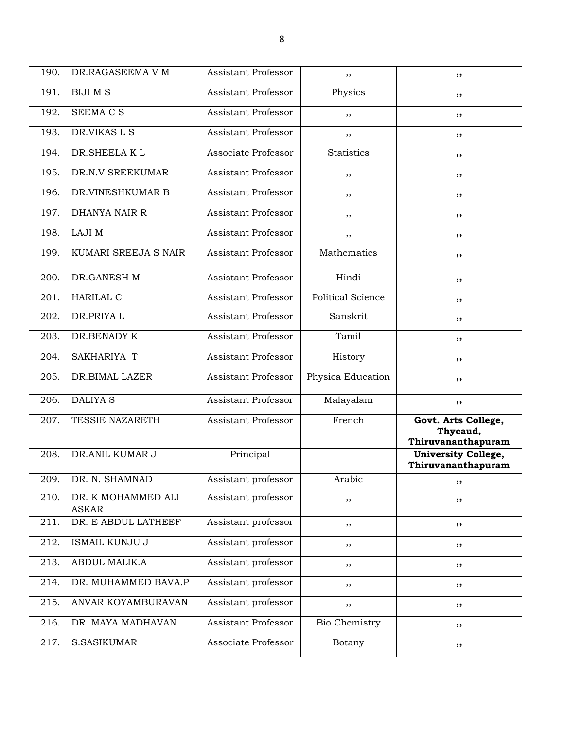| 190. | DR.RAGASEEMA V M | Assistant Professor | ,, | ,, |
|---|---|---|---|---|
| 191. | BIJI M S | Assistant Professor | Physics | ,, |
| 192. | SEEMA C S | Assistant Professor | ,, | ,, |
| 193. | DR.VIKAS L S | Assistant Professor | ,, | ,, |
| 194. | DR.SHEELA K L | Associate Professor | Statistics | ,, |
| 195. | DR.N.V SREEKUMAR | Assistant Professor | ,, | ,, |
| 196. | DR.VINESHKUMAR B | Assistant Professor | ,, | ,, |
| 197. | DHANYA NAIR R | Assistant Professor | ,, | ,, |
| 198. | LAJI M | Assistant Professor | ,, | ,, |
| 199. | KUMARI SREEJA S NAIR | Assistant Professor | Mathematics | ,, |
| 200. | DR.GANESH M | Assistant Professor | Hindi | ,, |
| 201. | HARILAL C | Assistant Professor | Political Science | ,, |
| 202. | DR.PRIYA L | Assistant Professor | Sanskrit | ,, |
| 203. | DR.BENADY K | Assistant Professor | Tamil | ,, |
| 204. | SAKHARIYA T | Assistant Professor | History | ,, |
| 205. | DR.BIMAL LAZER | Assistant Professor | Physica Education | ,, |
| 206. | DALIYA S | Assistant Professor | Malayalam | ,, |
| 207. | TESSIE NAZARETH | Assistant Professor | French | **Govt. Arts College, Thycaud, Thiruvananthapuram** |
| 208. | DR.ANIL KUMAR J | Principal | | **University College, Thiruvananthapuram** |
| 209. | DR. N. SHAMNAD | Assistant professor | Arabic | ,, |
| 210. | DR. K MOHAMMED ALI ASKAR | Assistant professor | ,, | ,, |
| 211. | DR. E ABDUL LATHEEF | Assistant professor | ,, | ,, |
| 212. | ISMAIL KUNJU J | Assistant professor | ,, | ,, |
| 213. | ABDUL MALIK.A | Assistant professor | ,, | ,, |
| 214. | DR. MUHAMMED BAVA.P | Assistant professor | ,, | ,, |
| 215. | ANVAR KOYAMBURAVAN | Assistant professor | ,, | ,, |
| 216. | DR. MAYA MADHAVAN | Assistant Professor | Bio Chemistry | ,, |
| 217. | S.SASIKUMAR | Associate Professor | Botany | ,, |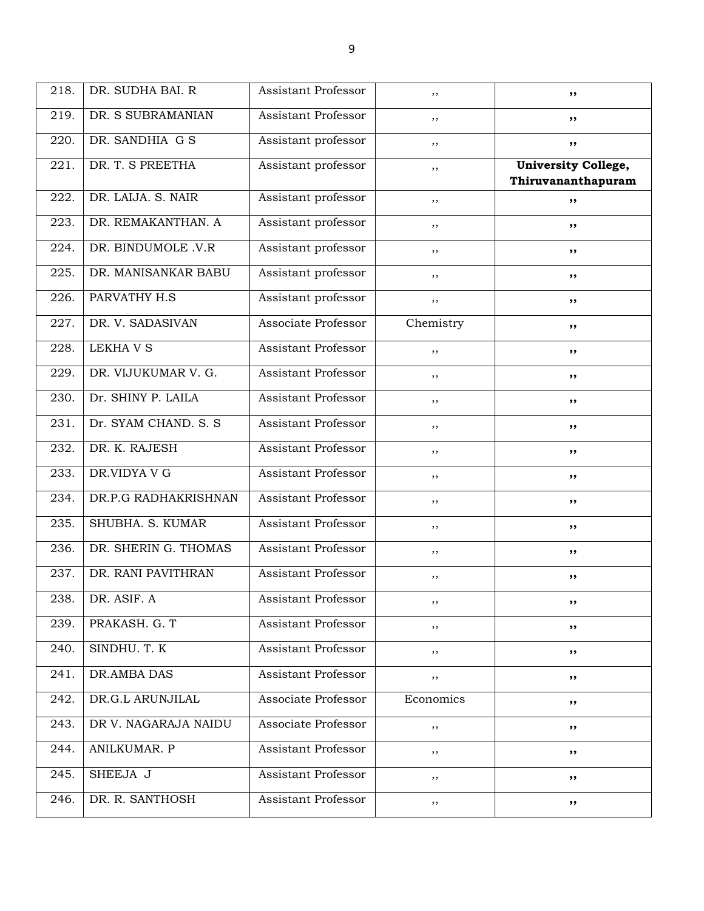| 218. | DR. SUDHA BAI. R | Assistant Professor | ,, | ,, |
|---|---|---|---|---|
| 219. | DR. S SUBRAMANIAN | Assistant Professor | ,, | ,, |
| 220. | DR. SANDHIA G S | Assistant professor | ,, | ,, |
| 221. | DR. T. S PREETHA | Assistant professor | ,, | **University College, Thiruvananthapuram** |
| 222. | DR. LAIJA. S. NAIR | Assistant professor | ,, | ,, |
| 223. | DR. REMAKANTHAN. A | Assistant professor | ,, | ,, |
| 224. | DR. BINDUMOLE .V.R | Assistant professor | ,, | ,, |
| 225. | DR. MANISANKAR BABU | Assistant professor | ,, | ,, |
| 226. | PARVATHY H.S | Assistant professor | ,, | ,, |
| 227. | DR. V. SADASIVAN | Associate Professor | Chemistry | ,, |
| 228. | LEKHA V S | Assistant Professor | ,, | ,, |
| 229. | DR. VIJUKUMAR V. G. | Assistant Professor | ,, | ,, |
| 230. | Dr. SHINY P. LAILA | Assistant Professor | ,, | ,, |
| 231. | Dr. SYAM CHAND. S. S | Assistant Professor | ,, | ,, |
| 232. | DR. K. RAJESH | Assistant Professor | ,, | ,, |
| 233. | DR.VIDYA V G | Assistant Professor | ,, | ,, |
| 234. | DR.P.G RADHAKRISHNAN | Assistant Professor | ,, | ,, |
| 235. | SHUBHA. S. KUMAR | Assistant Professor | ,, | ,, |
| 236. | DR. SHERIN G. THOMAS | Assistant Professor | ,, | ,, |
| 237. | DR. RANI PAVITHRAN | Assistant Professor | ,, | ,, |
| 238. | DR. ASIF. A | Assistant Professor | ,, | ,, |
| 239. | PRAKASH. G. T | Assistant Professor | ,, | ,, |
| 240. | SINDHU. T. K | Assistant Professor | ,, | ,, |
| 241. | DR.AMBA DAS | Assistant Professor | ,, | ,, |
| 242. | DR.G.L ARUNJILAL | Associate Professor | Economics | ,, |
| 243. | DR V. NAGARAJA NAIDU | Associate Professor | ,, | ,, |
| 244. | ANILKUMAR. P | Assistant Professor | ,, | ,, |
| 245. | SHEEJA J | Assistant Professor | ,, | ,, |
| 246. | DR. R. SANTHOSH | Assistant Professor | ,, | ,, |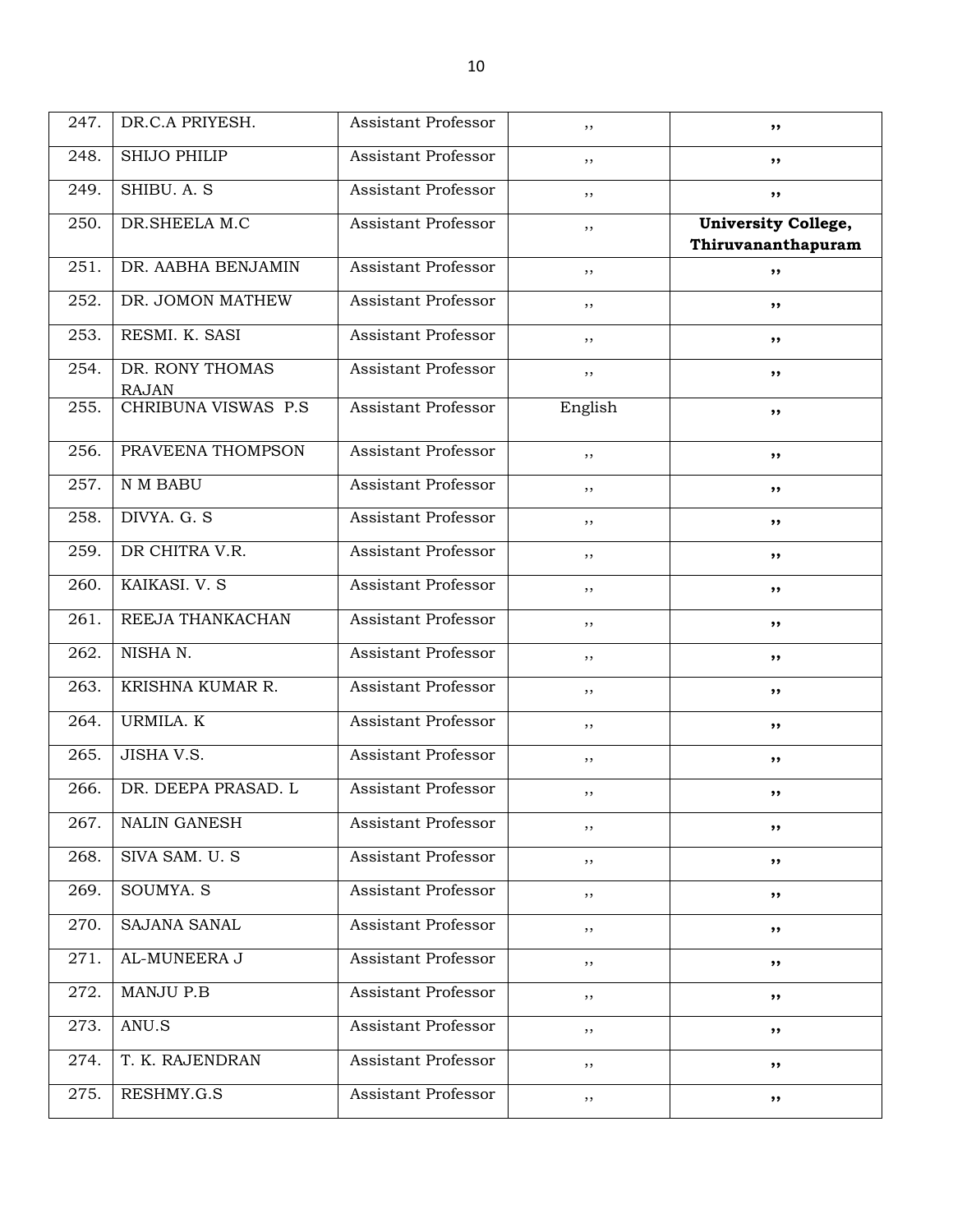| 247. | DR.C.A PRIYESH. | Assistant Professor | ,, | ,, |
|---|---|---|---|---|
| 248. | SHIJO PHILIP | Assistant Professor | ,, | ,, |
| 249. | SHIBU. A. S | Assistant Professor | ,, | ,, |
| 250. | DR.SHEELA M.C | Assistant Professor | ,, | **University College, Thiruvananthapuram** |
| 251. | DR. AABHA BENJAMIN | Assistant Professor | ,, | ,, |
| 252. | DR. JOMON MATHEW | Assistant Professor | ,, | ,, |
| 253. | RESMI. K. SASI | Assistant Professor | ,, | ,, |
| 254. | DR. RONY THOMAS RAJAN | Assistant Professor | ,, | ,, |
| 255. | CHRIBUNA VISWAS P.S | Assistant Professor | English | ,, |
| 256. | PRAVEENA THOMPSON | Assistant Professor | ,, | ,, |
| 257. | N M BABU | Assistant Professor | ,, | ,, |
| 258. | DIVYA. G. S | Assistant Professor | ,, | ,, |
| 259. | DR CHITRA V.R. | Assistant Professor | ,, | ,, |
| 260. | KAIKASI. V. S | Assistant Professor | ,, | ,, |
| 261. | REEJA THANKACHAN | Assistant Professor | ,, | ,, |
| 262. | NISHA N. | Assistant Professor | ,, | ,, |
| 263. | KRISHNA KUMAR R. | Assistant Professor | ,, | ,, |
| 264. | URMILA. K | Assistant Professor | ,, | ,, |
| 265. | JISHA V.S. | Assistant Professor | ,, | ,, |
| 266. | DR. DEEPA PRASAD. L | Assistant Professor | ,, | ,, |
| 267. | NALIN GANESH | Assistant Professor | ,, | ,, |
| 268. | SIVA SAM. U. S | Assistant Professor | ,, | ,, |
| 269. | SOUMYA. S | Assistant Professor | ,, | ,, |
| 270. | SAJANA SANAL | Assistant Professor | ,, | ,, |
| 271. | AL-MUNEERA J | Assistant Professor | ,, | ,, |
| 272. | MANJU P.B | Assistant Professor | ,, | ,, |
| 273. | ANU.S | Assistant Professor | ,, | ,, |
| 274. | T. K. RAJENDRAN | Assistant Professor | ,, | ,, |
| 275. | RESHMY.G.S | Assistant Professor | ,, | ,, |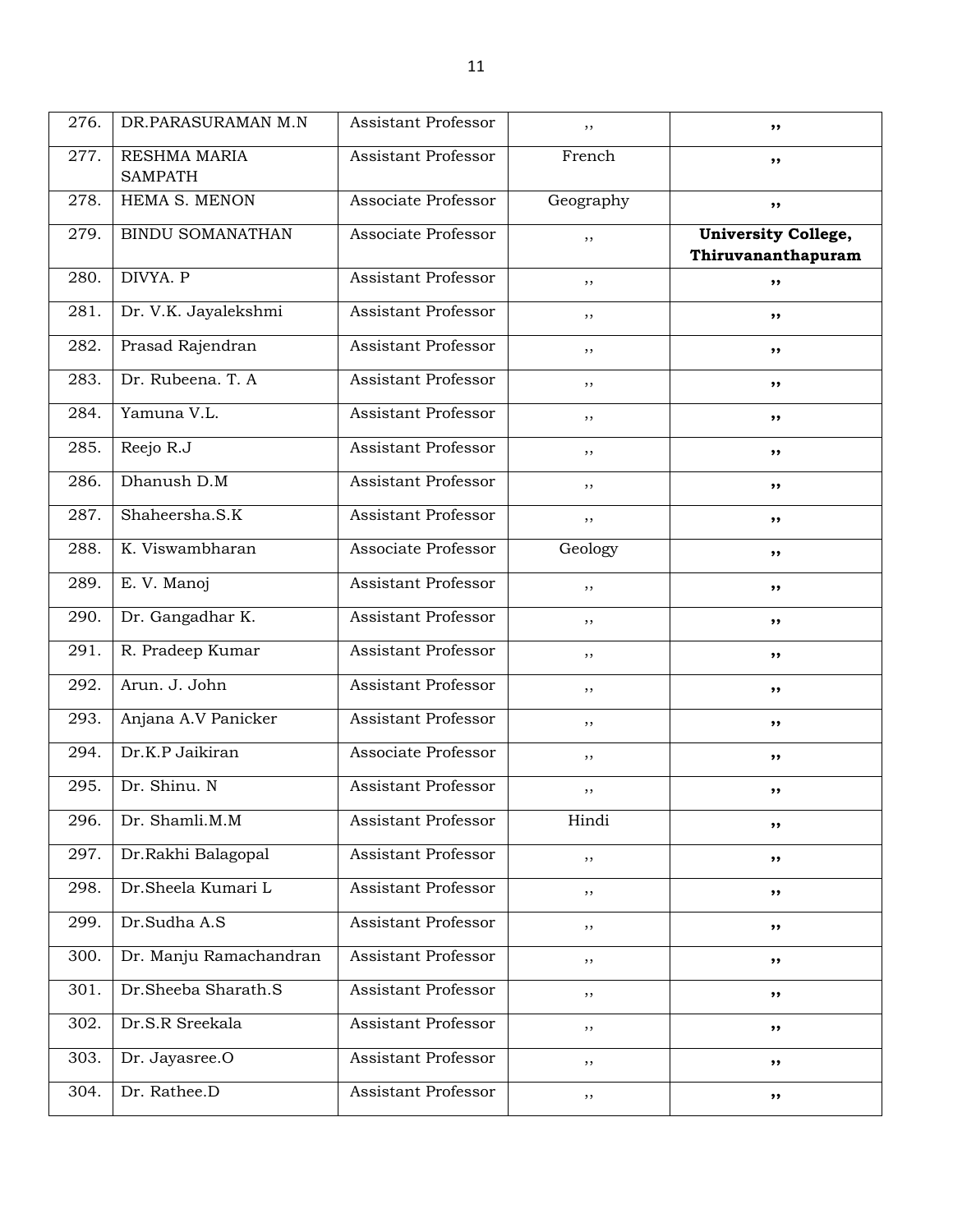| 276. | DR.PARASURAMAN M.N | Assistant Professor | ,, | ,, |
|---|---|---|---|---|
| 277. | RESHMA MARIA SAMPATH | Assistant Professor | French | ,, |
| 278. | HEMA S. MENON | Associate Professor | Geography | ,, |
| 279. | BINDU SOMANATHAN | Associate Professor | ,, | **University College, Thiruvananthapuram** |
| 280. | DIVYA. P | Assistant Professor | ,, | ,, |
| 281. | Dr. V.K. Jayalekshmi | Assistant Professor | ,, | ,, |
| 282. | Prasad Rajendran | Assistant Professor | ,, | ,, |
| 283. | Dr. Rubeena. T. A | Assistant Professor | ,, | ,, |
| 284. | Yamuna V.L. | Assistant Professor | ,, | ,, |
| 285. | Reejo R.J | Assistant Professor | ,, | ,, |
| 286. | Dhanush D.M | Assistant Professor | ,, | ,, |
| 287. | Shaheersha.S.K | Assistant Professor | ,, | ,, |
| 288. | K. Viswambharan | Associate Professor | Geology | ,, |
| 289. | E. V. Manoj | Assistant Professor | ,, | ,, |
| 290. | Dr. Gangadhar K. | Assistant Professor | ,, | ,, |
| 291. | R. Pradeep Kumar | Assistant Professor | ,, | ,, |
| 292. | Arun. J. John | Assistant Professor | ,, | ,, |
| 293. | Anjana A.V Panicker | Assistant Professor | ,, | ,, |
| 294. | Dr.K.P Jaikiran | Associate Professor | ,, | ,, |
| 295. | Dr. Shinu. N | Assistant Professor | ,, | ,, |
| 296. | Dr. Shamli.M.M | Assistant Professor | Hindi | ,, |
| 297. | Dr.Rakhi Balagopal | Assistant Professor | ,, | ,, |
| 298. | Dr.Sheela Kumari L | Assistant Professor | ,, | ,, |
| 299. | Dr.Sudha A.S | Assistant Professor | ,, | ,, |
| 300. | Dr. Manju Ramachandran | Assistant Professor | ,, | ,, |
| 301. | Dr.Sheeba Sharath.S | Assistant Professor | ,, | ,, |
| 302. | Dr.S.R Sreekala | Assistant Professor | ,, | ,, |
| 303. | Dr. Jayasree.O | Assistant Professor | ,, | ,, |
| 304. | Dr. Rathee.D | Assistant Professor | ,, | ,, |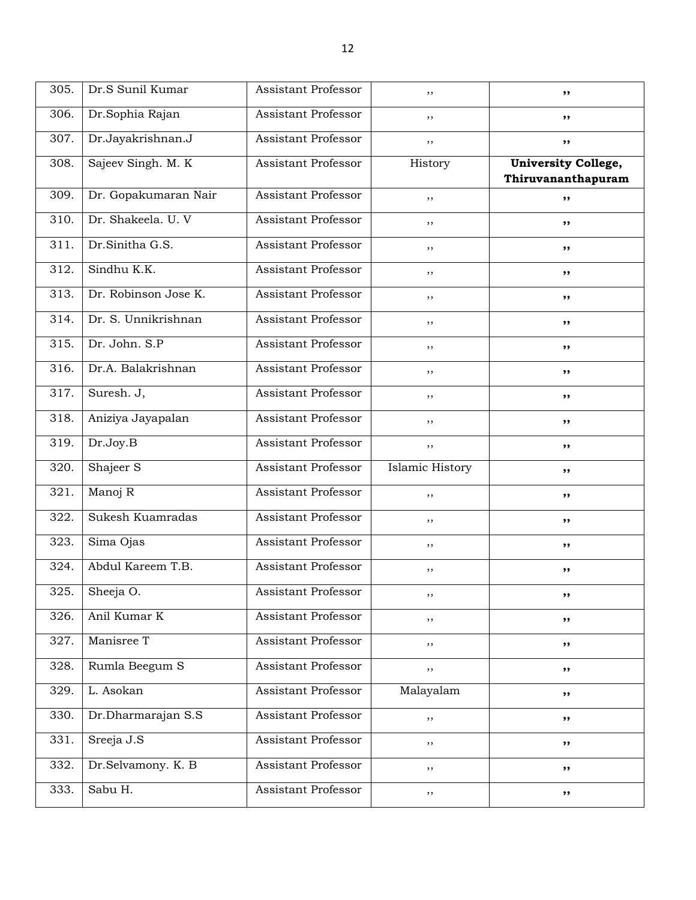| | | | | |
|---|---|---|---|---|
| 305. | Dr.S Sunil Kumar | Assistant Professor | ,, | ,, |
| 306. | Dr.Sophia Rajan | Assistant Professor | ,, | ,, |
| 307. | Dr.Jayakrishnan.J | Assistant Professor | ,, | ,, |
| 308. | Sajeev Singh. M. K | Assistant Professor | History | **University College, Thiruvananthapuram** |
| 309. | Dr. Gopakumaran Nair | Assistant Professor | ,, | ,, |
| 310. | Dr. Shakeela. U. V | Assistant Professor | ,, | ,, |
| 311. | Dr.Sinitha G.S. | Assistant Professor | ,, | ,, |
| 312. | Sindhu K.K. | Assistant Professor | ,, | ,, |
| 313. | Dr. Robinson Jose K. | Assistant Professor | ,, | ,, |
| 314. | Dr. S. Unnikrishnan | Assistant Professor | ,, | ,, |
| 315. | Dr. John. S.P | Assistant Professor | ,, | ,, |
| 316. | Dr.A. Balakrishnan | Assistant Professor | ,, | ,, |
| 317. | Suresh. J, | Assistant Professor | ,, | ,, |
| 318. | Aniziya Jayapalan | Assistant Professor | ,, | ,, |
| 319. | Dr.Joy.B | Assistant Professor | ,, | ,, |
| 320. | Shajeer S | Assistant Professor | Islamic History | ,, |
| 321. | Manoj R | Assistant Professor | ,, | ,, |
| 322. | Sukesh Kuamradas | Assistant Professor | ,, | ,, |
| 323. | Sima Ojas | Assistant Professor | ,, | ,, |
| 324. | Abdul Kareem T.B. | Assistant Professor | ,, | ,, |
| 325. | Sheeja O. | Assistant Professor | ,, | ,, |
| 326. | Anil Kumar K | Assistant Professor | ,, | ,, |
| 327. | Manisree T | Assistant Professor | ,, | ,, |
| 328. | Rumla Beegum S | Assistant Professor | ,, | ,, |
| 329. | L. Asokan | Assistant Professor | Malayalam | ,, |
| 330. | Dr.Dharmarajan S.S | Assistant Professor | ,, | ,, |
| 331. | Sreeja J.S | Assistant Professor | ,, | ,, |
| 332. | Dr.Selvamony. K. B | Assistant Professor | ,, | ,, |
| 333. | Sabu H. | Assistant Professor | ,, | ,, |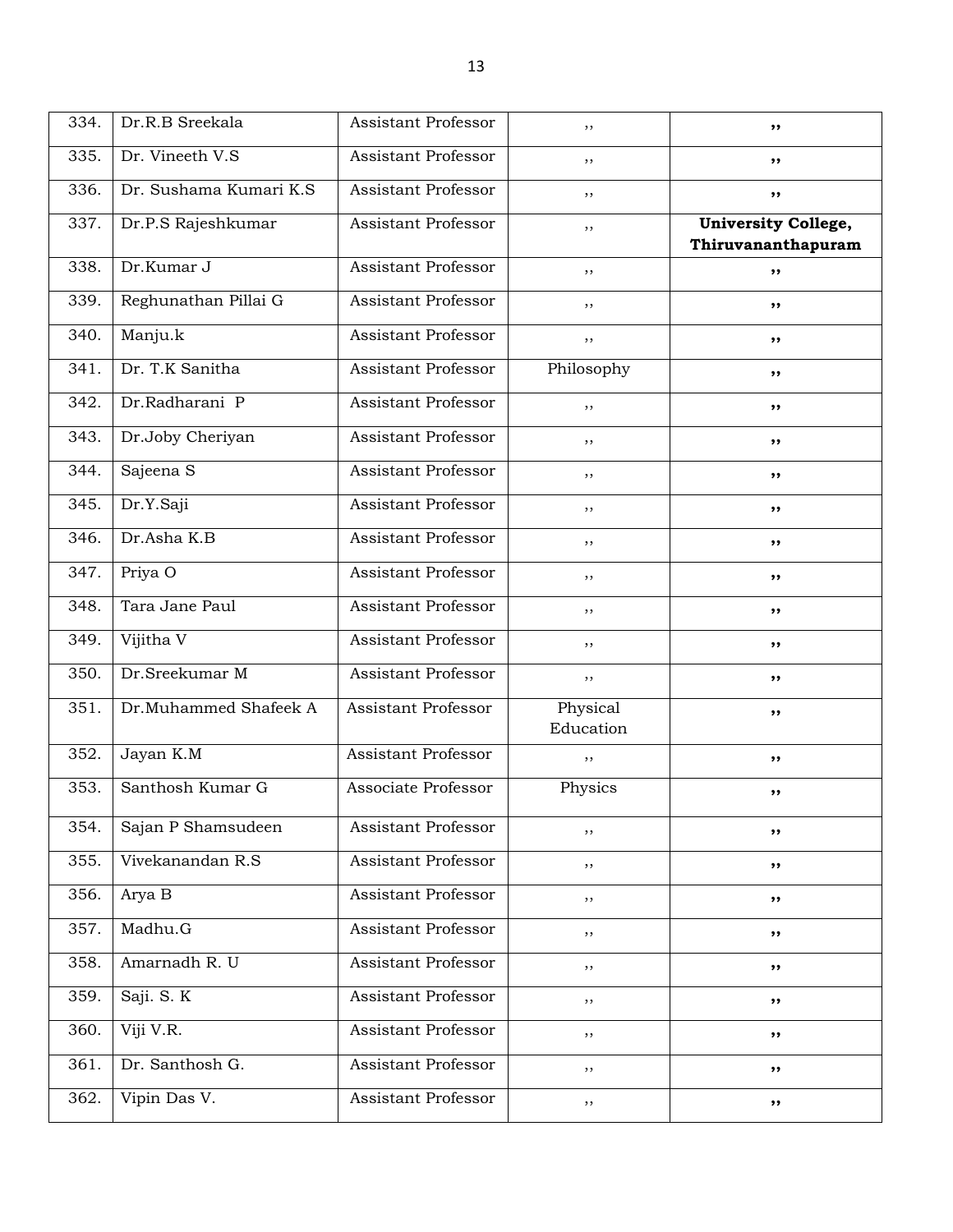| 334. | Dr.R.B Sreekala | Assistant Professor | ,, | ,, |
|---|---|---|---|---|
| 335. | Dr. Vineeth V.S | Assistant Professor | ,, | ,, |
| 336. | Dr. Sushama Kumari K.S | Assistant Professor | ,, | ,, |
| 337. | Dr.P.S Rajeshkumar | Assistant Professor | ,, | **University College, Thiruvananthapuram** |
| 338. | Dr.Kumar J | Assistant Professor | ,, | ,, |
| 339. | Reghunathan Pillai G | Assistant Professor | ,, | ,, |
| 340. | Manju.k | Assistant Professor | ,, | ,, |
| 341. | Dr. T.K Sanitha | Assistant Professor | Philosophy | ,, |
| 342. | Dr.Radharani P | Assistant Professor | ,, | ,, |
| 343. | Dr.Joby Cheriyan | Assistant Professor | ,, | ,, |
| 344. | Sajeena S | Assistant Professor | ,, | ,, |
| 345. | Dr.Y.Saji | Assistant Professor | ,, | ,, |
| 346. | Dr.Asha K.B | Assistant Professor | ,, | ,, |
| 347. | Priya O | Assistant Professor | ,, | ,, |
| 348. | Tara Jane Paul | Assistant Professor | ,, | ,, |
| 349. | Vijitha V | Assistant Professor | ,, | ,, |
| 350. | Dr.Sreekumar M | Assistant Professor | ,, | ,, |
| 351. | Dr.Muhammed Shafeek A | Assistant Professor | Physical Education | ,, |
| 352. | Jayan K.M | Assistant Professor | ,, | ,, |
| 353. | Santhosh Kumar G | Associate Professor | Physics | ,, |
| 354. | Sajan P Shamsudeen | Assistant Professor | ,, | ,, |
| 355. | Vivekanandan R.S | Assistant Professor | ,, | ,, |
| 356. | Arya B | Assistant Professor | ,, | ,, |
| 357. | Madhu.G | Assistant Professor | ,, | ,, |
| 358. | Amarnadh R. U | Assistant Professor | ,, | ,, |
| 359. | Saji. S. K | Assistant Professor | ,, | ,, |
| 360. | Viji V.R. | Assistant Professor | ,, | ,, |
| 361. | Dr. Santhosh G. | Assistant Professor | ,, | ,, |
| 362. | Vipin Das V. | Assistant Professor | ,, | ,, |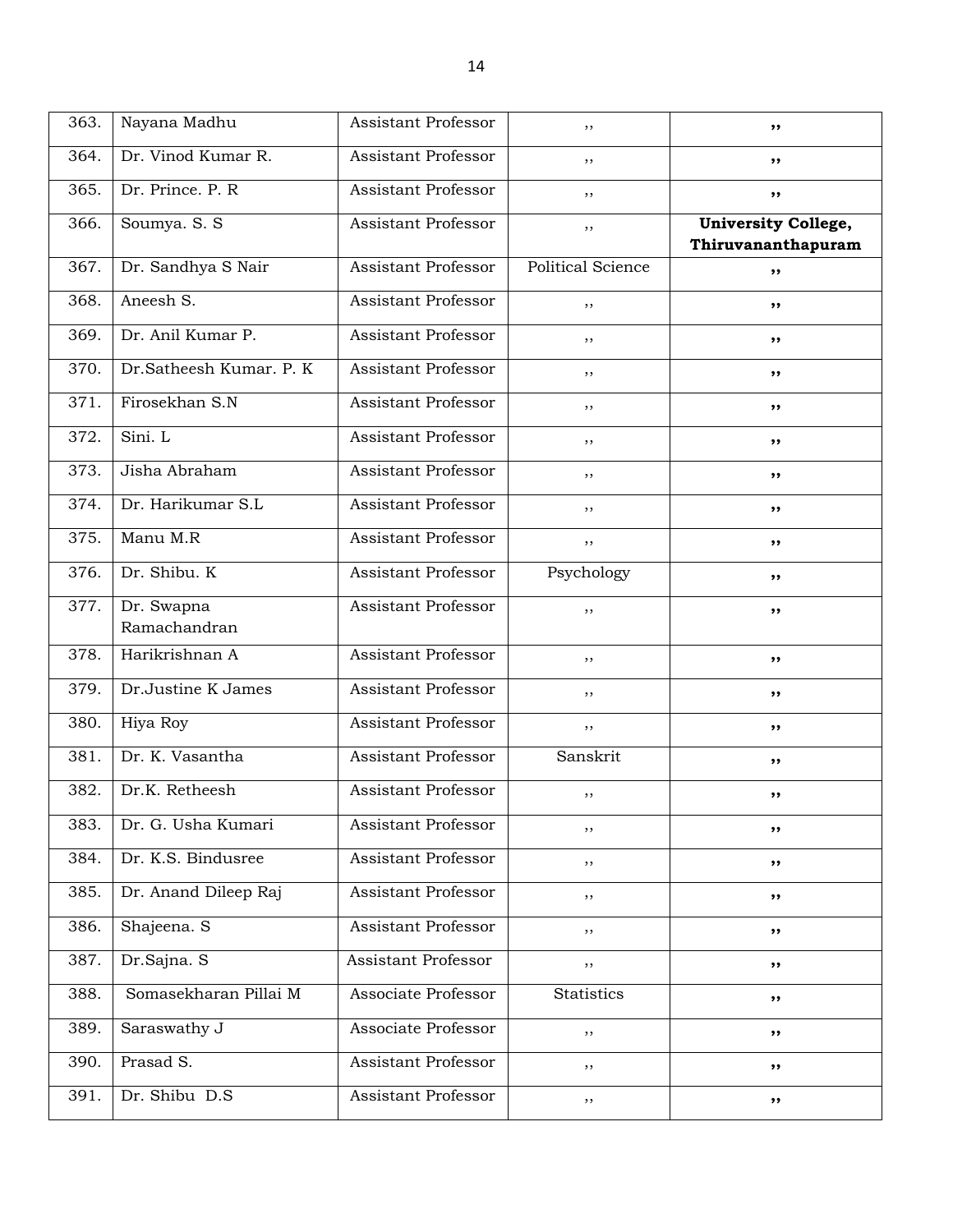| 363. | Nayana Madhu | Assistant Professor | ,, | ,, |
|---|---|---|---|---|
| 364. | Dr. Vinod Kumar R. | Assistant Professor | ,, | ,, |
| 365. | Dr. Prince. P. R | Assistant Professor | ,, | ,, |
| 366. | Soumya. S. S | Assistant Professor | ,, | **University College, Thiruvananthapuram** |
| 367. | Dr. Sandhya S Nair | Assistant Professor | Political Science | ,, |
| 368. | Aneesh S. | Assistant Professor | ,, | ,, |
| 369. | Dr. Anil Kumar P. | Assistant Professor | ,, | ,, |
| 370. | Dr.Satheesh Kumar. P. K | Assistant Professor | ,, | ,, |
| 371. | Firosekhan S.N | Assistant Professor | ,, | ,, |
| 372. | Sini. L | Assistant Professor | ,, | ,, |
| 373. | Jisha Abraham | Assistant Professor | ,, | ,, |
| 374. | Dr. Harikumar S.L | Assistant Professor | ,, | ,, |
| 375. | Manu M.R | Assistant Professor | ,, | ,, |
| 376. | Dr. Shibu. K | Assistant Professor | Psychology | ,, |
| 377. | Dr. Swapna Ramachandran | Assistant Professor | ,, | ,, |
| 378. | Harikrishnan A | Assistant Professor | ,, | ,, |
| 379. | Dr.Justine K James | Assistant Professor | ,, | ,, |
| 380. | Hiya Roy | Assistant Professor | ,, | ,, |
| 381. | Dr. K. Vasantha | Assistant Professor | Sanskrit | ,, |
| 382. | Dr.K. Retheesh | Assistant Professor | ,, | ,, |
| 383. | Dr. G. Usha Kumari | Assistant Professor | ,, | ,, |
| 384. | Dr. K.S. Bindusree | Assistant Professor | ,, | ,, |
| 385. | Dr. Anand Dileep Raj | Assistant Professor | ,, | ,, |
| 386. | Shajeena. S | Assistant Professor | ,, | ,, |
| 387. | Dr.Sajna. S | Assistant Professor | ,, | ,, |
| 388. | Somasekharan Pillai M | Associate Professor | Statistics | ,, |
| 389. | Saraswathy J | Associate Professor | ,, | ,, |
| 390. | Prasad S. | Assistant Professor | ,, | ,, |
| 391. | Dr. Shibu D.S | Assistant Professor | ,, | ,, |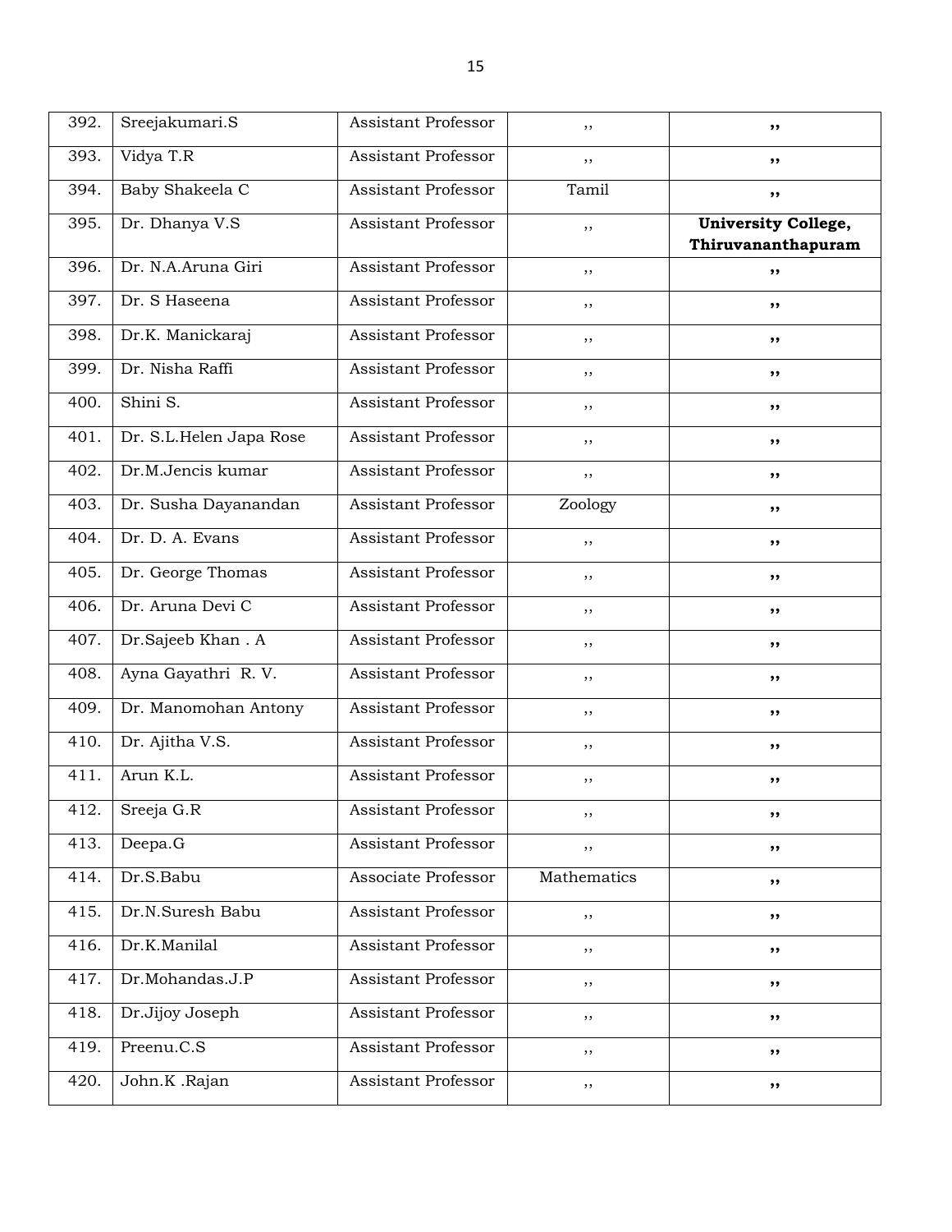| 392. | Sreejakumari.S | Assistant Professor | ,, | ,, |
|---|---|---|---|---|
| 393. | Vidya T.R | Assistant Professor | ,, | ,, |
| 394. | Baby Shakeela C | Assistant Professor | Tamil | ,, |
| 395. | Dr. Dhanya V.S | Assistant Professor | ,, | **University College, Thiruvananthapuram** |
| 396. | Dr. N.A.Aruna Giri | Assistant Professor | ,, | ,, |
| 397. | Dr. S Haseena | Assistant Professor | ,, | ,, |
| 398. | Dr.K. Manickaraj | Assistant Professor | ,, | ,, |
| 399. | Dr. Nisha Raffi | Assistant Professor | ,, | ,, |
| 400. | Shini S. | Assistant Professor | ,, | ,, |
| 401. | Dr. S.L.Helen Japa Rose | Assistant Professor | ,, | ,, |
| 402. | Dr.M.Jencis kumar | Assistant Professor | ,, | ,, |
| 403. | Dr. Susha Dayanandan | Assistant Professor | Zoology | ,, |
| 404. | Dr. D. A. Evans | Assistant Professor | ,, | ,, |
| 405. | Dr. George Thomas | Assistant Professor | ,, | ,, |
| 406. | Dr. Aruna Devi C | Assistant Professor | ,, | ,, |
| 407. | Dr.Sajeeb Khan . A | Assistant Professor | ,, | ,, |
| 408. | Ayna Gayathri R. V. | Assistant Professor | ,, | ,, |
| 409. | Dr. Manomohan Antony | Assistant Professor | ,, | ,, |
| 410. | Dr. Ajitha V.S. | Assistant Professor | ,, | ,, |
| 411. | Arun K.L. | Assistant Professor | ,, | ,, |
| 412. | Sreeja G.R | Assistant Professor | ,, | ,, |
| 413. | Deepa.G | Assistant Professor | ,, | ,, |
| 414. | Dr.S.Babu | Associate Professor | Mathematics | ,, |
| 415. | Dr.N.Suresh Babu | Assistant Professor | ,, | ,, |
| 416. | Dr.K.Manilal | Assistant Professor | ,, | ,, |
| 417. | Dr.Mohandas.J.P | Assistant Professor | ,, | ,, |
| 418. | Dr.Jijoy Joseph | Assistant Professor | ,, | ,, |
| 419. | Preenu.C.S | Assistant Professor | ,, | ,, |
| 420. | John.K .Rajan | Assistant Professor | ,, | ,, |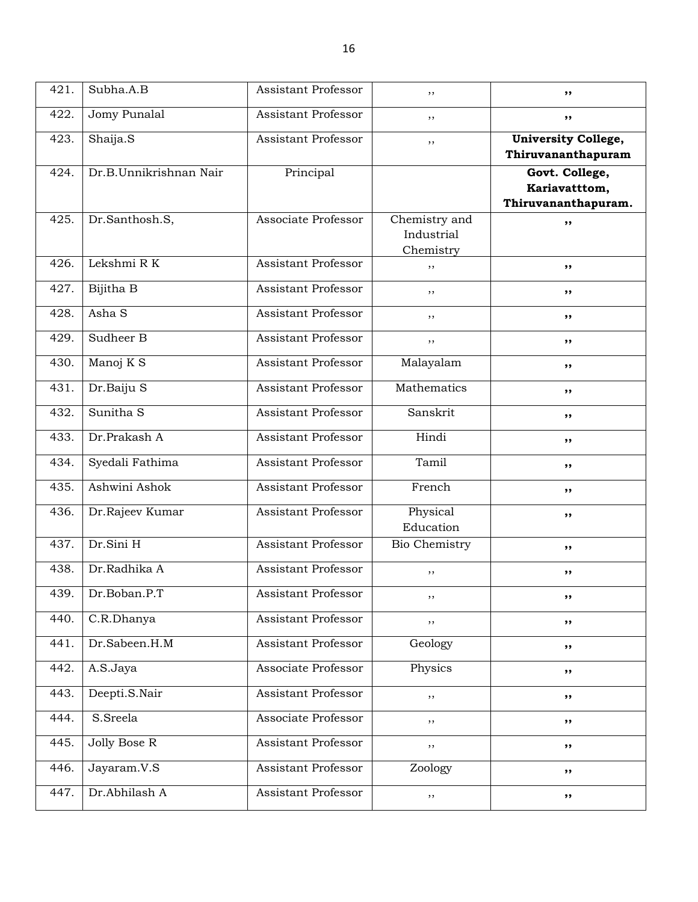| 421. | Subha.A.B | Assistant Professor | ,, | ,, |
|---|---|---|---|---|
| 422. | Jomy Punalal | Assistant Professor | ,, | ,, |
| 423. | Shaija.S | Assistant Professor | ,, | **University College, Thiruvananthapuram** |
| 424. | Dr.B.Unnikrishnan Nair | Principal | | **Govt. College, Kariavatttom, Thiruvananthapuram.** |
| 425. | Dr.Santhosh.S, | Associate Professor | Chemistry and Industrial Chemistry | ,, |
| 426. | Lekshmi R K | Assistant Professor | ,, | ,, |
| 427. | Bijitha B | Assistant Professor | ,, | ,, |
| 428. | Asha S | Assistant Professor | ,, | ,, |
| 429. | Sudheer B | Assistant Professor | ,, | ,, |
| 430. | Manoj K S | Assistant Professor | Malayalam | ,, |
| 431. | Dr.Baiju S | Assistant Professor | Mathematics | ,, |
| 432. | Sunitha S | Assistant Professor | Sanskrit | ,, |
| 433. | Dr.Prakash A | Assistant Professor | Hindi | ,, |
| 434. | Syedali Fathima | Assistant Professor | Tamil | ,, |
| 435. | Ashwini Ashok | Assistant Professor | French | ,, |
| 436. | Dr.Rajeev Kumar | Assistant Professor | Physical Education | ,, |
| 437. | Dr.Sini H | Assistant Professor | Bio Chemistry | ,, |
| 438. | Dr.Radhika A | Assistant Professor | ,, | ,, |
| 439. | Dr.Boban.P.T | Assistant Professor | ,, | ,, |
| 440. | C.R.Dhanya | Assistant Professor | ,, | ,, |
| 441. | Dr.Sabeen.H.M | Assistant Professor | Geology | ,, |
| 442. | A.S.Jaya | Associate Professor | Physics | ,, |
| 443. | Deepti.S.Nair | Assistant Professor | ,, | ,, |
| 444. | S.Sreela | Associate Professor | ,, | ,, |
| 445. | Jolly Bose R | Assistant Professor | ,, | ,, |
| 446. | Jayaram.V.S | Assistant Professor | Zoology | ,, |
| 447. | Dr.Abhilash A | Assistant Professor | ,, | ,, |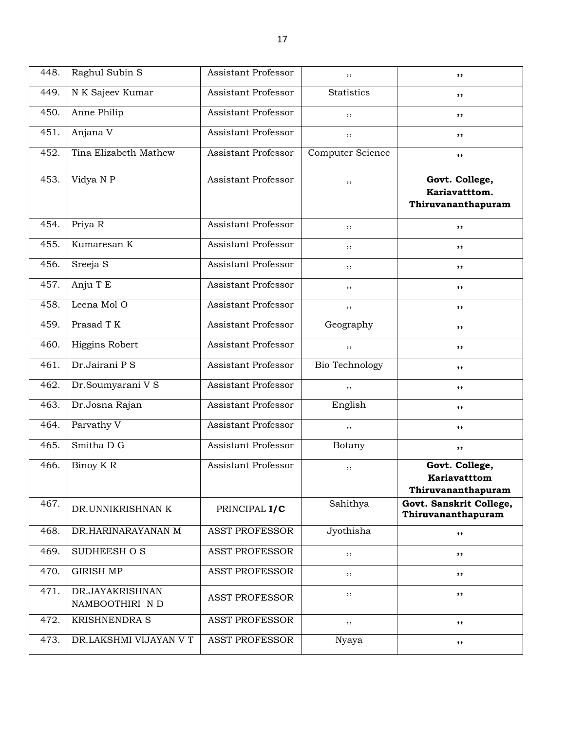| 448. | Raghul Subin S | Assistant Professor | ,, | ,, |
|---|---|---|---|---|
| 449. | N K Sajeev Kumar | Assistant Professor | Statistics | ,, |
| 450. | Anne Philip | Assistant Professor | ,, | ,, |
| 451. | Anjana V | Assistant Professor | ,, | ,, |
| 452. | Tina Elizabeth Mathew | Assistant Professor | Computer Science | ,, |
| 453. | Vidya N P | Assistant Professor | ,, | **Govt. College, Kariavatttom. Thiruvananthapuram** |
| 454. | Priya R | Assistant Professor | ,, | ,, |
| 455. | Kumaresan K | Assistant Professor | ,, | ,, |
| 456. | Sreeja S | Assistant Professor | ,, | ,, |
| 457. | Anju T E | Assistant Professor | ,, | ,, |
| 458. | Leena Mol O | Assistant Professor | ,, | ,, |
| 459. | Prasad T K | Assistant Professor | Geography | ,, |
| 460. | Higgins Robert | Assistant Professor | ,, | ,, |
| 461. | Dr.Jairani P S | Assistant Professor | Bio Technology | ,, |
| 462. | Dr.Soumyarani V S | Assistant Professor | ,, | ,, |
| 463. | Dr.Josna Rajan | Assistant Professor | English | ,, |
| 464. | Parvathy V | Assistant Professor | ,, | ,, |
| 465. | Smitha D G | Assistant Professor | Botany | ,, |
| 466. | Binoy K R | Assistant Professor | ,, | **Govt. College, Kariavatttom Thiruvananthapuram** |
| 467. | DR.UNNIKRISHNAN K | PRINCIPAL **I/C** | Sahithya | **Govt. Sanskrit College, Thiruvananthapuram** |
| 468. | DR.HARINARAYANAN M | ASST PROFESSOR | Jyothisha | ,, |
| 469. | SUDHEESH O S | ASST PROFESSOR | ,, | ,, |
| 470. | GIRISH MP | ASST PROFESSOR | ,, | ,, |
| 471. | DR.JAYAKRISHNAN NAMBOOTHIRI N D | ASST PROFESSOR | ,, | ,, |
| 472. | KRISHNENDRA S | ASST PROFESSOR | ,, | ,, |
| 473. | DR.LAKSHMI VIJAYAN V T | ASST PROFESSOR | Nyaya | ,, |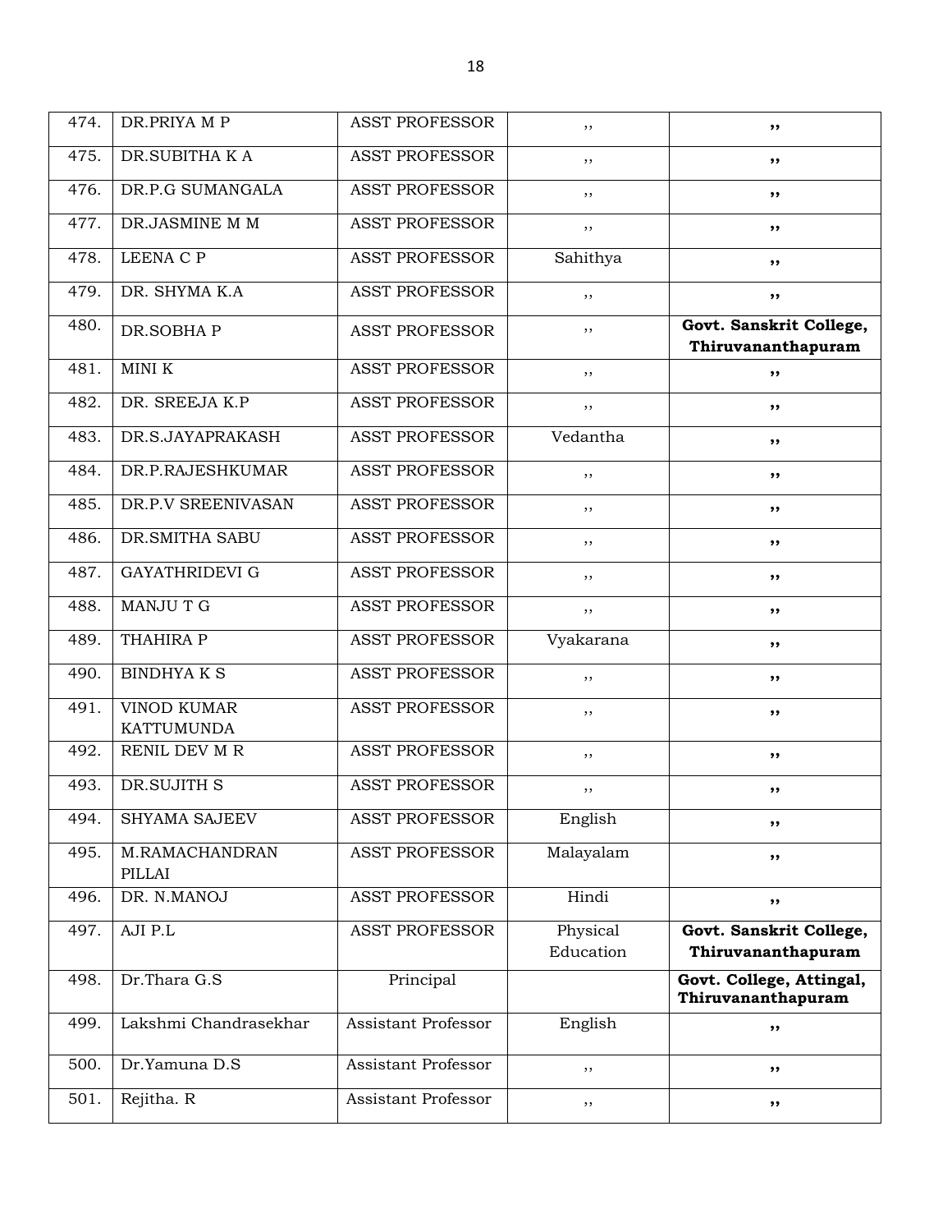| 474. | DR.PRIYA M P | ASST PROFESSOR | ,, | ,, |
|---|---|---|---|---|
| 475. | DR.SUBITHA K A | ASST PROFESSOR | ,, | ,, |
| 476. | DR.P.G SUMANGALA | ASST PROFESSOR | ,, | ,, |
| 477. | DR.JASMINE M M | ASST PROFESSOR | ,, | ,, |
| 478. | LEENA C P | ASST PROFESSOR | Sahithya | ,, |
| 479. | DR. SHYMA K.A | ASST PROFESSOR | ,, | ,, |
| 480. | DR.SOBHA P | ASST PROFESSOR | ,, | **Govt. Sanskrit College, Thiruvananthapuram** |
| 481. | MINI K | ASST PROFESSOR | ,, | ,, |
| 482. | DR. SREEJA K.P | ASST PROFESSOR | ,, | ,, |
| 483. | DR.S.JAYAPRAKASH | ASST PROFESSOR | Vedantha | ,, |
| 484. | DR.P.RAJESHKUMAR | ASST PROFESSOR | ,, | ,, |
| 485. | DR.P.V SREENIVASAN | ASST PROFESSOR | ,, | ,, |
| 486. | DR.SMITHA SABU | ASST PROFESSOR | ,, | ,, |
| 487. | GAYATHRIDEVI G | ASST PROFESSOR | ,, | ,, |
| 488. | MANJU T G | ASST PROFESSOR | ,, | ,, |
| 489. | THAHIRA P | ASST PROFESSOR | Vyakarana | ,, |
| 490. | BINDHYA K S | ASST PROFESSOR | ,, | ,, |
| 491. | VINOD KUMAR KATTUMUNDA | ASST PROFESSOR | ,, | ,, |
| 492. | RENIL DEV M R | ASST PROFESSOR | ,, | ,, |
| 493. | DR.SUJITH S | ASST PROFESSOR | ,, | ,, |
| 494. | SHYAMA SAJEEV | ASST PROFESSOR | English | ,, |
| 495. | M.RAMACHANDRAN PILLAI | ASST PROFESSOR | Malayalam | ,, |
| 496. | DR. N.MANOJ | ASST PROFESSOR | Hindi | ,, |
| 497. | AJI P.L | ASST PROFESSOR | Physical Education | **Govt. Sanskrit College, Thiruvananthapuram** |
| 498. | Dr.Thara G.S | Principal | | **Govt. College, Attingal, Thiruvananthapuram** |
| 499. | Lakshmi Chandrasekhar | Assistant Professor | English | ,, |
| 500. | Dr.Yamuna D.S | Assistant Professor | ,, | ,, |
| 501. | Rejitha. R | Assistant Professor | ,, | ,, |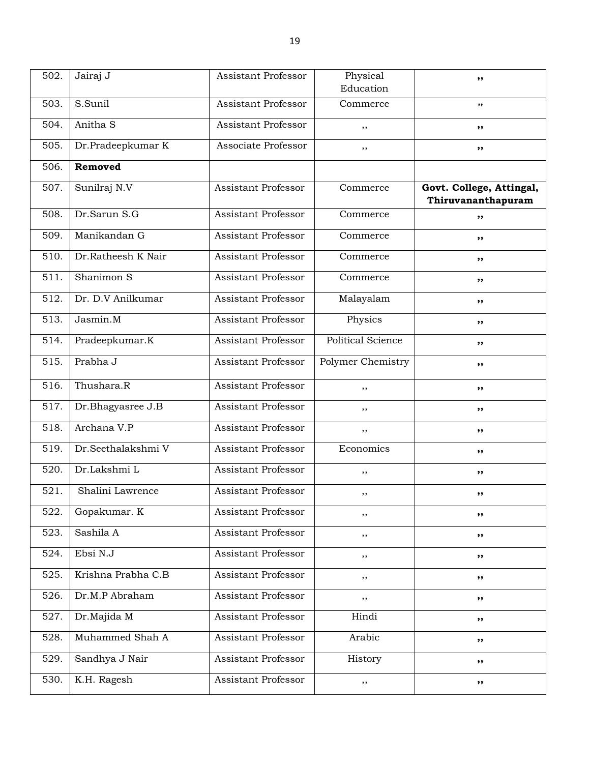| 502. | Jairaj J | Assistant Professor | Physical Education | ,, |
|---|---|---|---|---|
| 503. | S.Sunil | Assistant Professor | Commerce | ,, |
| 504. | Anitha S | Assistant Professor | ,, | ,, |
| 505. | Dr.Pradeepkumar K | Associate Professor | ,, | ,, |
| 506. | **Removed** | | | |
| 507. | Sunilraj N.V | Assistant Professor | Commerce | **Govt. College, Attingal, Thiruvananthapuram** |
| 508. | Dr.Sarun S.G | Assistant Professor | Commerce | ,, |
| 509. | Manikandan G | Assistant Professor | Commerce | ,, |
| 510. | Dr.Ratheesh K Nair | Assistant Professor | Commerce | ,, |
| 511. | Shanimon S | Assistant Professor | Commerce | ,, |
| 512. | Dr. D.V Anilkumar | Assistant Professor | Malayalam | ,, |
| 513. | Jasmin.M | Assistant Professor | Physics | ,, |
| 514. | Pradeepkumar.K | Assistant Professor | Political Science | ,, |
| 515. | Prabha J | Assistant Professor | Polymer Chemistry | ,, |
| 516. | Thushara.R | Assistant Professor | ,, | ,, |
| 517. | Dr.Bhagyasree J.B | Assistant Professor | ,, | ,, |
| 518. | Archana V.P | Assistant Professor | ,, | ,, |
| 519. | Dr.Seethalakshmi V | Assistant Professor | Economics | ,, |
| 520. | Dr.Lakshmi L | Assistant Professor | ,, | ,, |
| 521. | Shalini Lawrence | Assistant Professor | ,, | ,, |
| 522. | Gopakumar. K | Assistant Professor | ,, | ,, |
| 523. | Sashila A | Assistant Professor | ,, | ,, |
| 524. | Ebsi N.J | Assistant Professor | ,, | ,, |
| 525. | Krishna Prabha C.B | Assistant Professor | ,, | ,, |
| 526. | Dr.M.P Abraham | Assistant Professor | ,, | ,, |
| 527. | Dr.Majida M | Assistant Professor | Hindi | ,, |
| 528. | Muhammed Shah A | Assistant Professor | Arabic | ,, |
| 529. | Sandhya J Nair | Assistant Professor | History | ,, |
| 530. | K.H. Ragesh | Assistant Professor | ,, | ,, |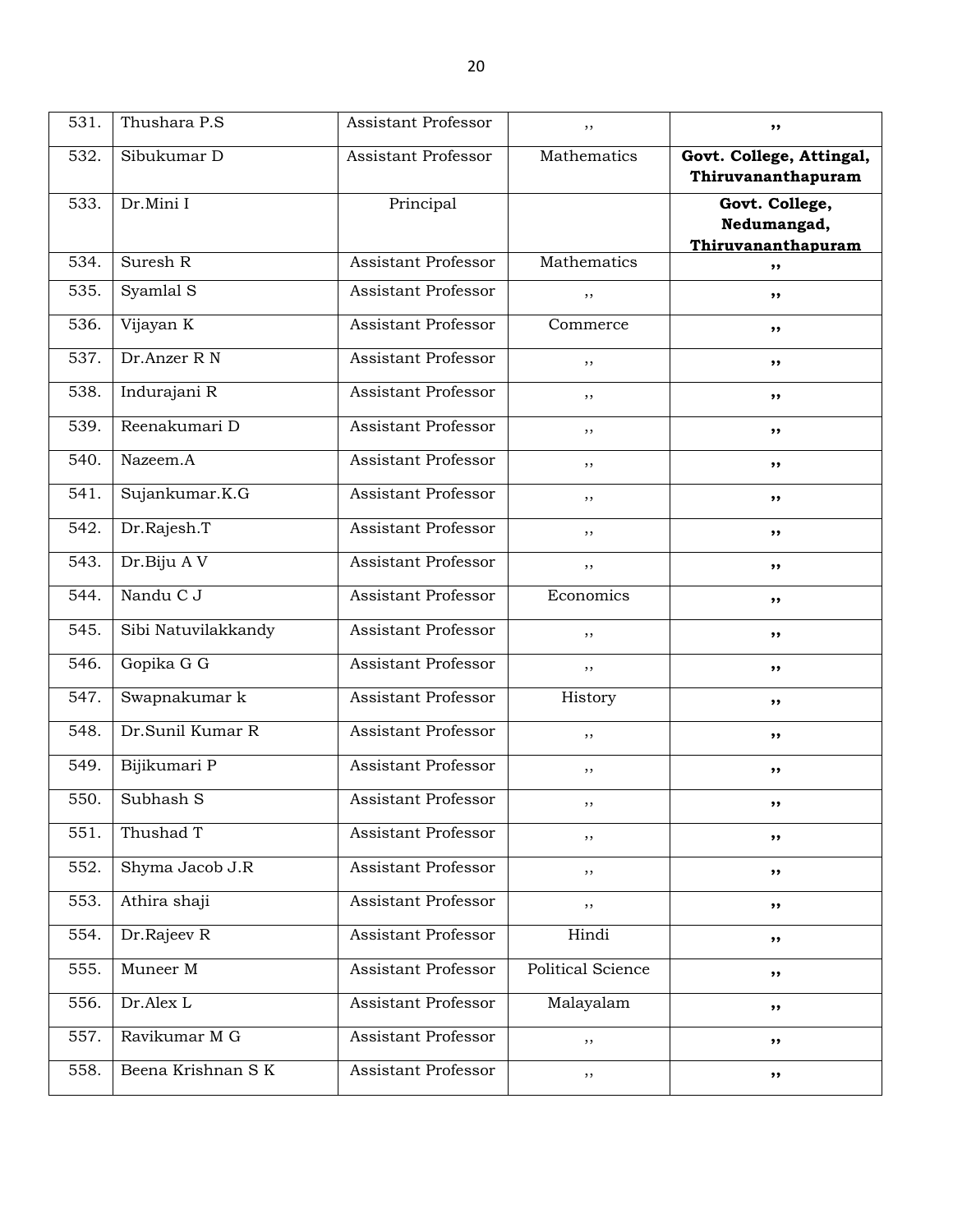| 531. | Thushara P.S | Assistant Professor | ,, | **,,** |
|---|---|---|---|---|
| 532. | Sibukumar D | Assistant Professor | Mathematics | **Govt. College, Attingal, Thiruvananthapuram** |
| 533. | Dr.Mini I | Principal | | **Govt. College, Nedumangad, Thiruvananthapuram** |
| 534. | Suresh R | Assistant Professor | Mathematics | **,,** |
| 535. | Syamlal S | Assistant Professor | ,, | **,,** |
| 536. | Vijayan K | Assistant Professor | Commerce | **,,** |
| 537. | Dr.Anzer R N | Assistant Professor | ,, | **,,** |
| 538. | Indurajani R | Assistant Professor | ,, | **,,** |
| 539. | Reenakumari D | Assistant Professor | ,, | **,,** |
| 540. | Nazeem.A | Assistant Professor | ,, | **,,** |
| 541. | Sujankumar.K.G | Assistant Professor | ,, | **,,** |
| 542. | Dr.Rajesh.T | Assistant Professor | ,, | **,,** |
| 543. | Dr.Biju A V | Assistant Professor | ,, | **,,** |
| 544. | Nandu C J | Assistant Professor | Economics | **,,** |
| 545. | Sibi Natuvilakkandy | Assistant Professor | ,, | **,,** |
| 546. | Gopika G G | Assistant Professor | ,, | **,,** |
| 547. | Swapnakumar k | Assistant Professor | History | **,,** |
| 548. | Dr.Sunil Kumar R | Assistant Professor | ,, | **,,** |
| 549. | Bijikumari P | Assistant Professor | ,, | **,,** |
| 550. | Subhash S | Assistant Professor | ,, | **,,** |
| 551. | Thushad T | Assistant Professor | ,, | **,,** |
| 552. | Shyma Jacob J.R | Assistant Professor | ,, | **,,** |
| 553. | Athira shaji | Assistant Professor | ,, | **,,** |
| 554. | Dr.Rajeev R | Assistant Professor | Hindi | **,,** |
| 555. | Muneer M | Assistant Professor | Political Science | **,,** |
| 556. | Dr.Alex L | Assistant Professor | Malayalam | **,,** |
| 557. | Ravikumar M G | Assistant Professor | ,, | **,,** |
| 558. | Beena Krishnan S K | Assistant Professor | ,, | **,,** |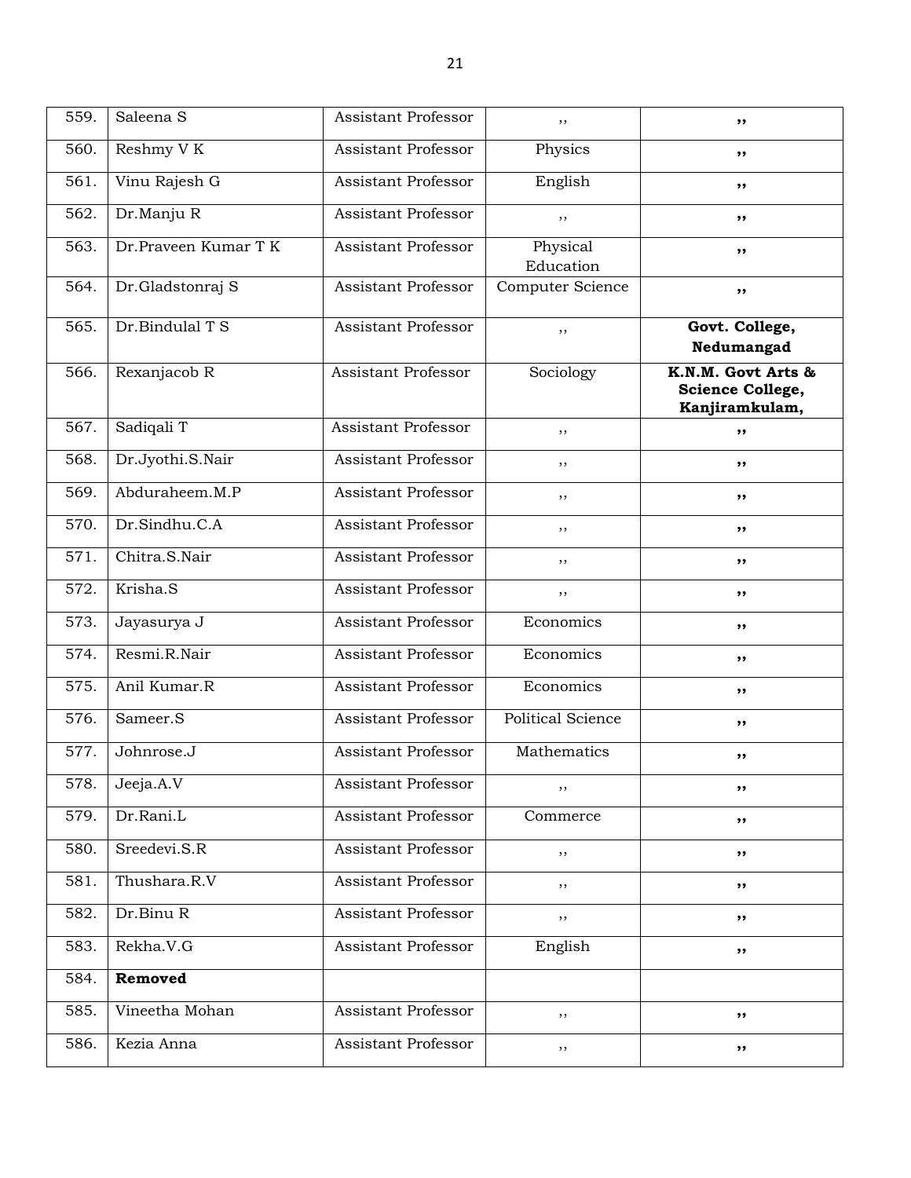| 559. | Saleena S | Assistant Professor | ,, | ,, |
|---|---|---|---|---|
| 560. | Reshmy V K | Assistant Professor | Physics | ,, |
| 561. | Vinu Rajesh G | Assistant Professor | English | ,, |
| 562. | Dr.Manju R | Assistant Professor | ,, | ,, |
| 563. | Dr.Praveen Kumar T K | Assistant Professor | Physical Education | ,, |
| 564. | Dr.Gladstonraj S | Assistant Professor | Computer Science | ,, |
| 565. | Dr.Bindulal T S | Assistant Professor | ,, | **Govt. College, Nedumangad** |
| 566. | Rexanjacob R | Assistant Professor | Sociology | **K.N.M. Govt Arts & Science College, Kanjiramkulam,** |
| 567. | Sadiqali T | Assistant Professor | ,, | ,, |
| 568. | Dr.Jyothi.S.Nair | Assistant Professor | ,, | ,, |
| 569. | Abduraheem.M.P | Assistant Professor | ,, | ,, |
| 570. | Dr.Sindhu.C.A | Assistant Professor | ,, | ,, |
| 571. | Chitra.S.Nair | Assistant Professor | ,, | ,, |
| 572. | Krisha.S | Assistant Professor | ,, | ,, |
| 573. | Jayasurya J | Assistant Professor | Economics | ,, |
| 574. | Resmi.R.Nair | Assistant Professor | Economics | ,, |
| 575. | Anil Kumar.R | Assistant Professor | Economics | ,, |
| 576. | Sameer.S | Assistant Professor | Political Science | ,, |
| 577. | Johnrose.J | Assistant Professor | Mathematics | ,, |
| 578. | Jeeja.A.V | Assistant Professor | ,, | ,, |
| 579. | Dr.Rani.L | Assistant Professor | Commerce | ,, |
| 580. | Sreedevi.S.R | Assistant Professor | ,, | ,, |
| 581. | Thushara.R.V | Assistant Professor | ,, | ,, |
| 582. | Dr.Binu R | Assistant Professor | ,, | ,, |
| 583. | Rekha.V.G | Assistant Professor | English | ,, |
| 584. | **Removed** | | | |
| 585. | Vineetha Mohan | Assistant Professor | ,, | ,, |
| 586. | Kezia Anna | Assistant Professor | ,, | ,, |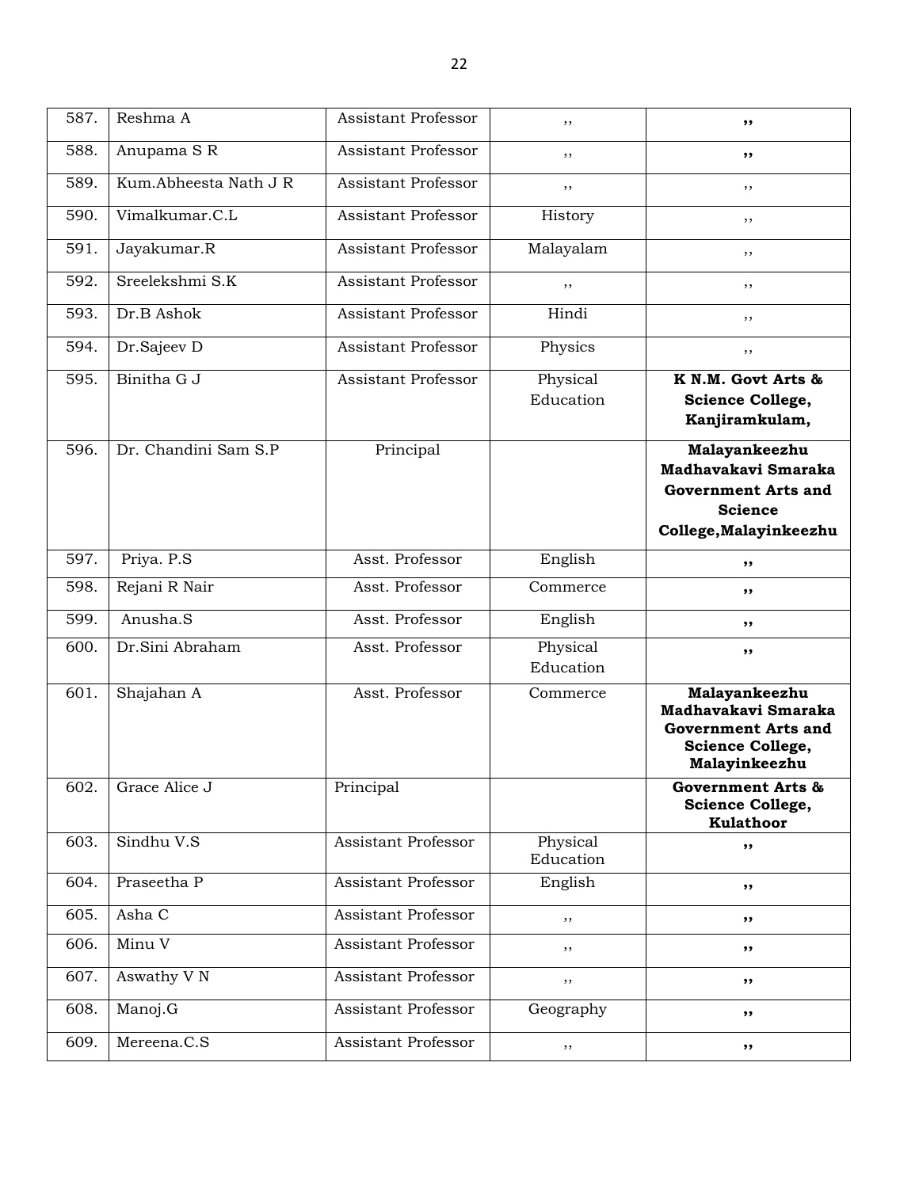| 587. | Reshma A | Assistant Professor | ,, | ,, |
|---|---|---|---|---|
| 588. | Anupama S R | Assistant Professor | ,, | ,, |
| 589. | Kum.Abheesta Nath J R | Assistant Professor | ,, | ,, |
| 590. | Vimalkumar.C.L | Assistant Professor | History | ,, |
| 591. | Jayakumar.R | Assistant Professor | Malayalam | ,, |
| 592. | Sreelekshmi S.K | Assistant Professor | ,, | ,, |
| 593. | Dr.B Ashok | Assistant Professor | Hindi | ,, |
| 594. | Dr.Sajeev D | Assistant Professor | Physics | ,, |
| 595. | Binitha G J | Assistant Professor | Physical Education | **K N.M. Govt Arts & Science College, Kanjiramkulam,** |
| 596. | Dr. Chandini Sam S.P | Principal | | **Malayankeezhu Madhavakavi Smaraka Government Arts and Science College,Malayinkeezhu** |
| 597. | Priya. P.S | Asst. Professor | English | ,, |
| 598. | Rejani R Nair | Asst. Professor | Commerce | ,, |
| 599. | Anusha.S | Asst. Professor | English | ,, |
| 600. | Dr.Sini Abraham | Asst. Professor | Physical Education | ,, |
| 601. | Shajahan A | Asst. Professor | Commerce | **Malayankeezhu Madhavakavi Smaraka Government Arts and Science College, Malayinkeezhu** |
| 602. | Grace Alice J | Principal | | **Government Arts & Science College, Kulathoor** |
| 603. | Sindhu V.S | Assistant Professor | Physical Education | ,, |
| 604. | Praseetha P | Assistant Professor | English | ,, |
| 605. | Asha C | Assistant Professor | ,, | ,, |
| 606. | Minu V | Assistant Professor | ,, | ,, |
| 607. | Aswathy V N | Assistant Professor | ,, | ,, |
| 608. | Manoj.G | Assistant Professor | Geography | ,, |
| 609. | Mereena.C.S | Assistant Professor | ,, | ,, |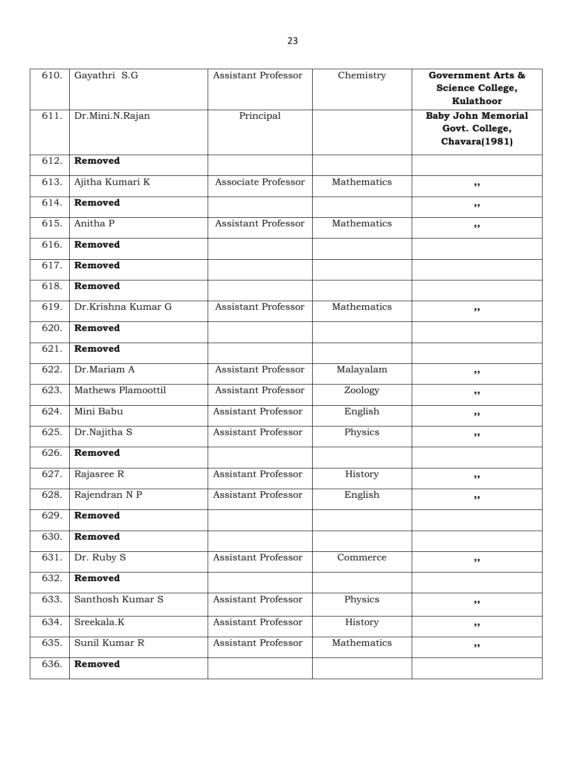| 610. | Gayathri S.G | Assistant Professor | Chemistry | **Government Arts & Science College, Kulathoor** |
|---|---|---|---|---|
| 611. | Dr.Mini.N.Rajan | Principal | | **Baby John Memorial Govt. College, Chavara(1981)** |
| 612. | **Removed** | | | |
| 613. | Ajitha Kumari K | Associate Professor | Mathematics | ,, |
| 614. | **Removed** | | | ,, |
| 615. | Anitha P | Assistant Professor | Mathematics | ,, |
| 616. | **Removed** | | | |
| 617. | **Removed** | | | |
| 618. | **Removed** | | | |
| 619. | Dr.Krishna Kumar G | Assistant Professor | Mathematics | ,, |
| 620. | **Removed** | | | |
| 621. | **Removed** | | | |
| 622. | Dr.Mariam A | Assistant Professor | Malayalam | ,, |
| 623. | Mathews Plamoottil | Assistant Professor | Zoology | ,, |
| 624. | Mini Babu | Assistant Professor | English | ,, |
| 625. | Dr.Najitha S | Assistant Professor | Physics | ,, |
| 626. | **Removed** | | | |
| 627. | Rajasree R | Assistant Professor | History | ,, |
| 628. | Rajendran N P | Assistant Professor | English | ,, |
| 629. | **Removed** | | | |
| 630. | **Removed** | | | |
| 631. | Dr. Ruby S | Assistant Professor | Commerce | ,, |
| 632. | **Removed** | | | |
| 633. | Santhosh Kumar S | Assistant Professor | Physics | ,, |
| 634. | Sreekala.K | Assistant Professor | History | ,, |
| 635. | Sunil Kumar R | Assistant Professor | Mathematics | ,, |
| 636. | **Removed** | | | |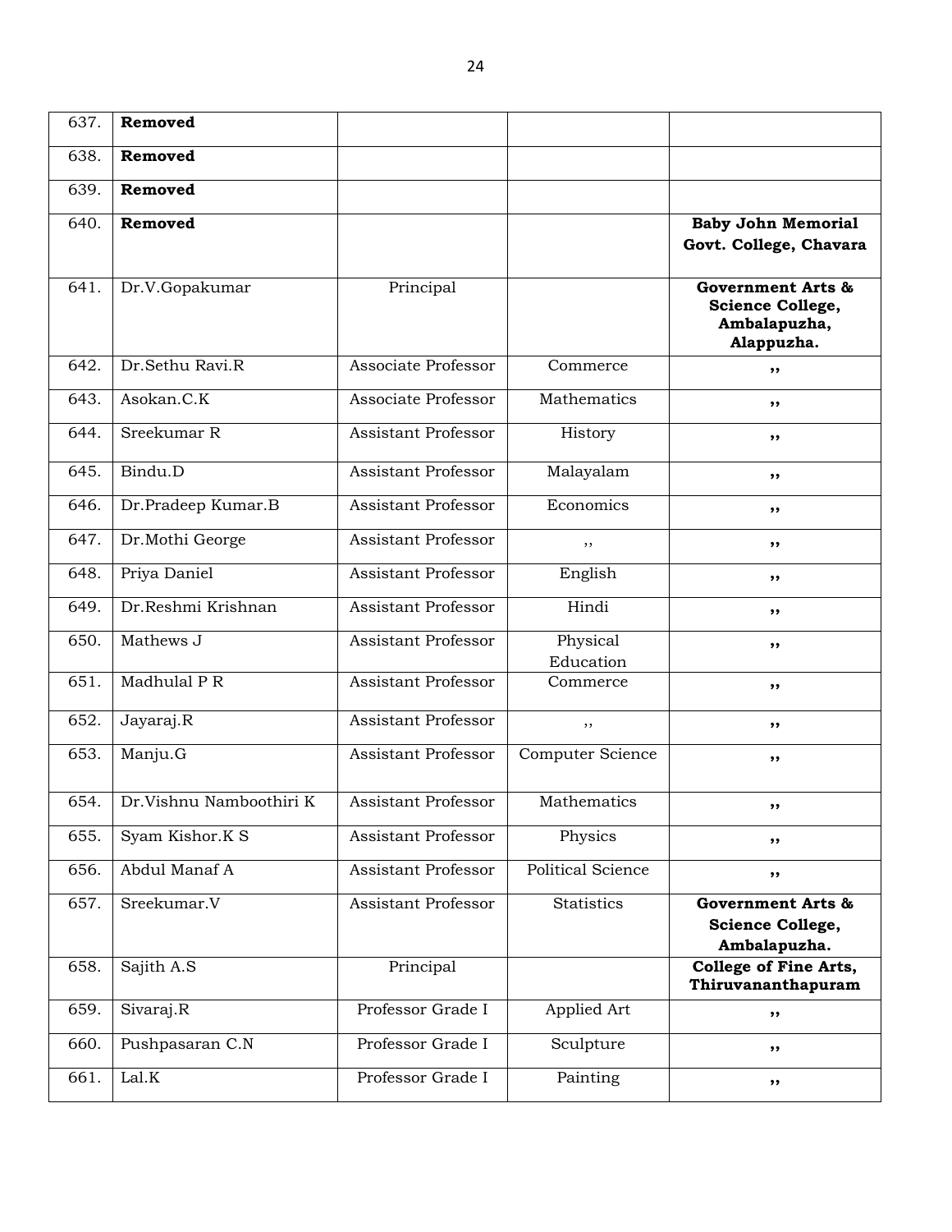| 637. | **Removed** | | | |
|---|---|---|---|---|
| 638. | **Removed** | | | |
| 639. | **Removed** | | | |
| 640. | **Removed** | | | **Baby John Memorial Govt. College, Chavara** |
| 641. | Dr.V.Gopakumar | Principal | | **Government Arts & Science College, Ambalapuzha, Alappuzha.** |
| 642. | Dr.Sethu Ravi.R | Associate Professor | Commerce | ,, |
| 643. | Asokan.C.K | Associate Professor | Mathematics | ,, |
| 644. | Sreekumar R | Assistant Professor | History | ,, |
| 645. | Bindu.D | Assistant Professor | Malayalam | ,, |
| 646. | Dr.Pradeep Kumar.B | Assistant Professor | Economics | ,, |
| 647. | Dr.Mothi George | Assistant Professor | ,, | ,, |
| 648. | Priya Daniel | Assistant Professor | English | ,, |
| 649. | Dr.Reshmi Krishnan | Assistant Professor | Hindi | ,, |
| 650. | Mathews J | Assistant Professor | Physical Education | ,, |
| 651. | Madhulal P R | Assistant Professor | Commerce | ,, |
| 652. | Jayaraj.R | Assistant Professor | ,, | ,, |
| 653. | Manju.G | Assistant Professor | Computer Science | ,, |
| 654. | Dr.Vishnu Namboothiri K | Assistant Professor | Mathematics | ,, |
| 655. | Syam Kishor.K S | Assistant Professor | Physics | ,, |
| 656. | Abdul Manaf A | Assistant Professor | Political Science | ,, |
| 657. | Sreekumar.V | Assistant Professor | Statistics | **Government Arts & Science College, Ambalapuzha.** |
| 658. | Sajith A.S | Principal | | **College of Fine Arts, Thiruvananthapuram** |
| 659. | Sivaraj.R | Professor Grade I | Applied Art | ,, |
| 660. | Pushpasaran C.N | Professor Grade I | Sculpture | ,, |
| 661. | Lal.K | Professor Grade I | Painting | ,, |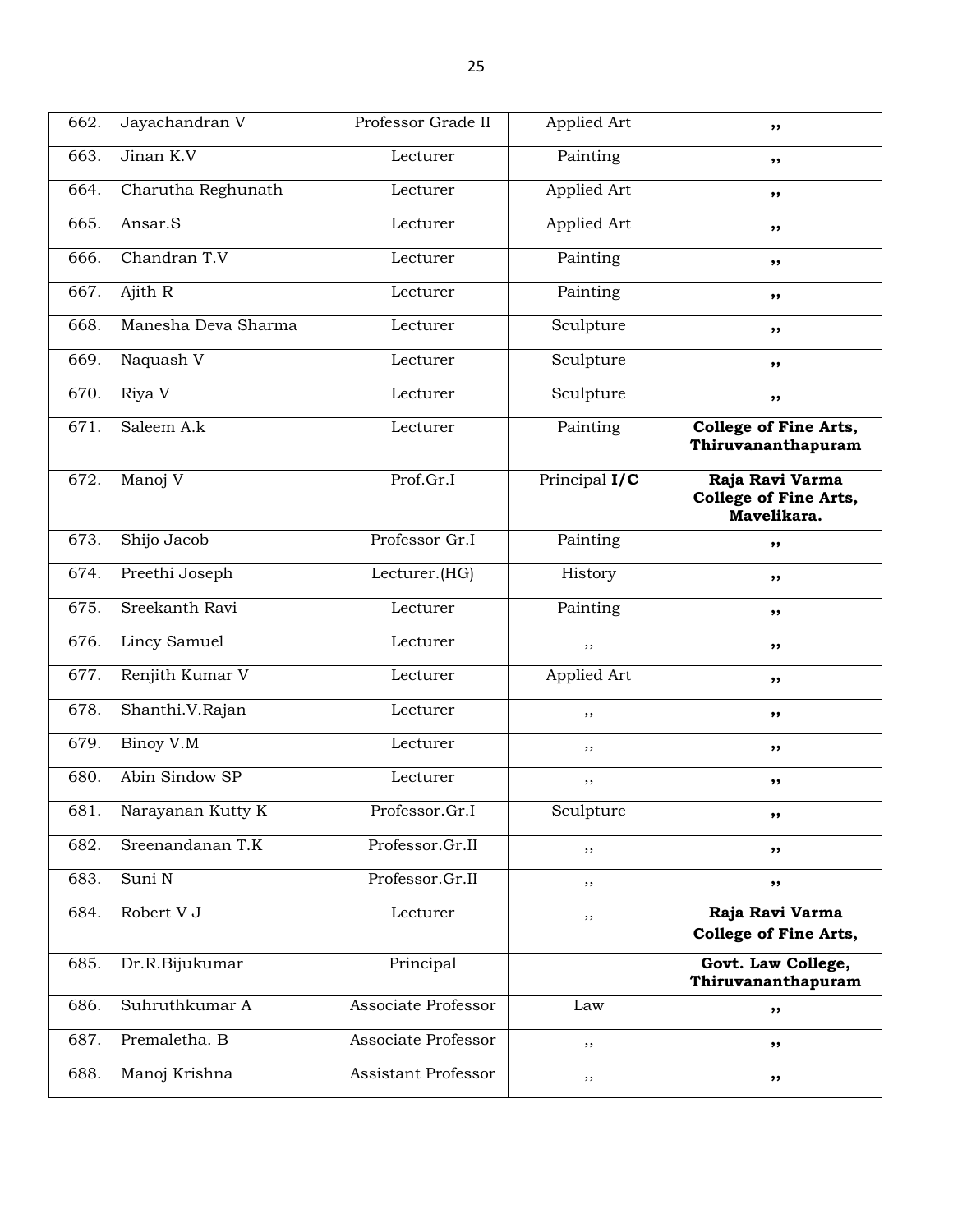| | | | | |
|---|---|---|---|---|
| 662. | Jayachandran V | Professor Grade II | Applied Art | ,, |
| 663. | Jinan K.V | Lecturer | Painting | ,, |
| 664. | Charutha Reghunath | Lecturer | Applied Art | ,, |
| 665. | Ansar.S | Lecturer | Applied Art | ,, |
| 666. | Chandran T.V | Lecturer | Painting | ,, |
| 667. | Ajith R | Lecturer | Painting | ,, |
| 668. | Manesha Deva Sharma | Lecturer | Sculpture | ,, |
| 669. | Naquash V | Lecturer | Sculpture | ,, |
| 670. | Riya V | Lecturer | Sculpture | ,, |
| 671. | Saleem A.k | Lecturer | Painting | **College of Fine Arts, Thiruvananthapuram** |
| 672. | Manoj V | Prof.Gr.I | Principal **I/C** | **Raja Ravi Varma College of Fine Arts, Mavelikara.** |
| 673. | Shijo Jacob | Professor Gr.I | Painting | ,, |
| 674. | Preethi Joseph | Lecturer.(HG) | History | ,, |
| 675. | Sreekanth Ravi | Lecturer | Painting | ,, |
| 676. | Lincy Samuel | Lecturer | ,, | ,, |
| 677. | Renjith Kumar V | Lecturer | Applied Art | ,, |
| 678. | Shanthi.V.Rajan | Lecturer | ,, | ,, |
| 679. | Binoy V.M | Lecturer | ,, | ,, |
| 680. | Abin Sindow SP | Lecturer | ,, | ,, |
| 681. | Narayanan Kutty K | Professor.Gr.I | Sculpture | ,, |
| 682. | Sreenandanan T.K | Professor.Gr.II | ,, | ,, |
| 683. | Suni N | Professor.Gr.II | ,, | ,, |
| 684. | Robert V J | Lecturer | ,, | **Raja Ravi Varma College of Fine Arts,** |
| 685. | Dr.R.Bijukumar | Principal | | **Govt. Law College, Thiruvananthapuram** |
| 686. | Suhruthkumar A | Associate Professor | Law | ,, |
| 687. | Premaletha. B | Associate Professor | ,, | ,, |
| 688. | Manoj Krishna | Assistant Professor | ,, | ,, |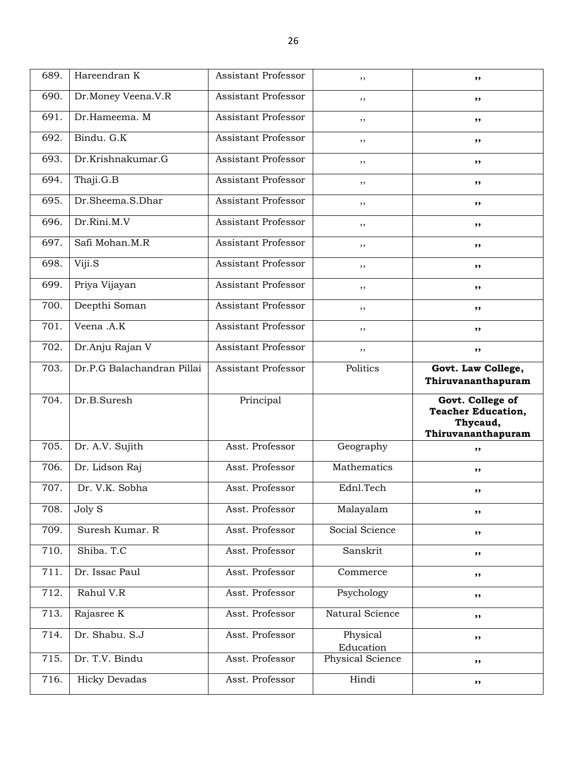| 689. | Hareendran K | Assistant Professor | ,, | ,, |
|---|---|---|---|---|
| 690. | Dr.Money Veena.V.R | Assistant Professor | ,, | ,, |
| 691. | Dr.Hameema. M | Assistant Professor | ,, | ,, |
| 692. | Bindu. G.K | Assistant Professor | ,, | ,, |
| 693. | Dr.Krishnakumar.G | Assistant Professor | ,, | ,, |
| 694. | Thaji.G.B | Assistant Professor | ,, | ,, |
| 695. | Dr.Sheema.S.Dhar | Assistant Professor | ,, | ,, |
| 696. | Dr.Rini.M.V | Assistant Professor | ,, | ,, |
| 697. | Safi Mohan.M.R | Assistant Professor | ,, | ,, |
| 698. | Viji.S | Assistant Professor | ,, | ,, |
| 699. | Priya Vijayan | Assistant Professor | ,, | ,, |
| 700. | Deepthi Soman | Assistant Professor | ,, | ,, |
| 701. | Veena .A.K | Assistant Professor | ,, | ,, |
| 702. | Dr.Anju Rajan V | Assistant Professor | ,, | ,, |
| 703. | Dr.P.G Balachandran Pillai | Assistant Professor | Politics | **Govt. Law College, Thiruvananthapuram** |
| 704. | Dr.B.Suresh | Principal | | **Govt. College of Teacher Education, Thycaud, Thiruvananthapuram** |
| 705. | Dr. A.V. Sujith | Asst. Professor | Geography | ,, |
| 706. | Dr. Lidson Raj | Asst. Professor | Mathematics | ,, |
| 707. | Dr. V.K. Sobha | Asst. Professor | Ednl.Tech | ,, |
| 708. | Joly S | Asst. Professor | Malayalam | ,, |
| 709. | Suresh Kumar. R | Asst. Professor | Social Science | ,, |
| 710. | Shiba. T.C | Asst. Professor | Sanskrit | ,, |
| 711. | Dr. Issac Paul | Asst. Professor | Commerce | ,, |
| 712. | Rahul V.R | Asst. Professor | Psychology | ,, |
| 713. | Rajasree K | Asst. Professor | Natural Science | ,, |
| 714. | Dr. Shabu. S.J | Asst. Professor | Physical Education | ,, |
| 715. | Dr. T.V. Bindu | Asst. Professor | Physical Science | ,, |
| 716. | Hicky Devadas | Asst. Professor | Hindi | ,, |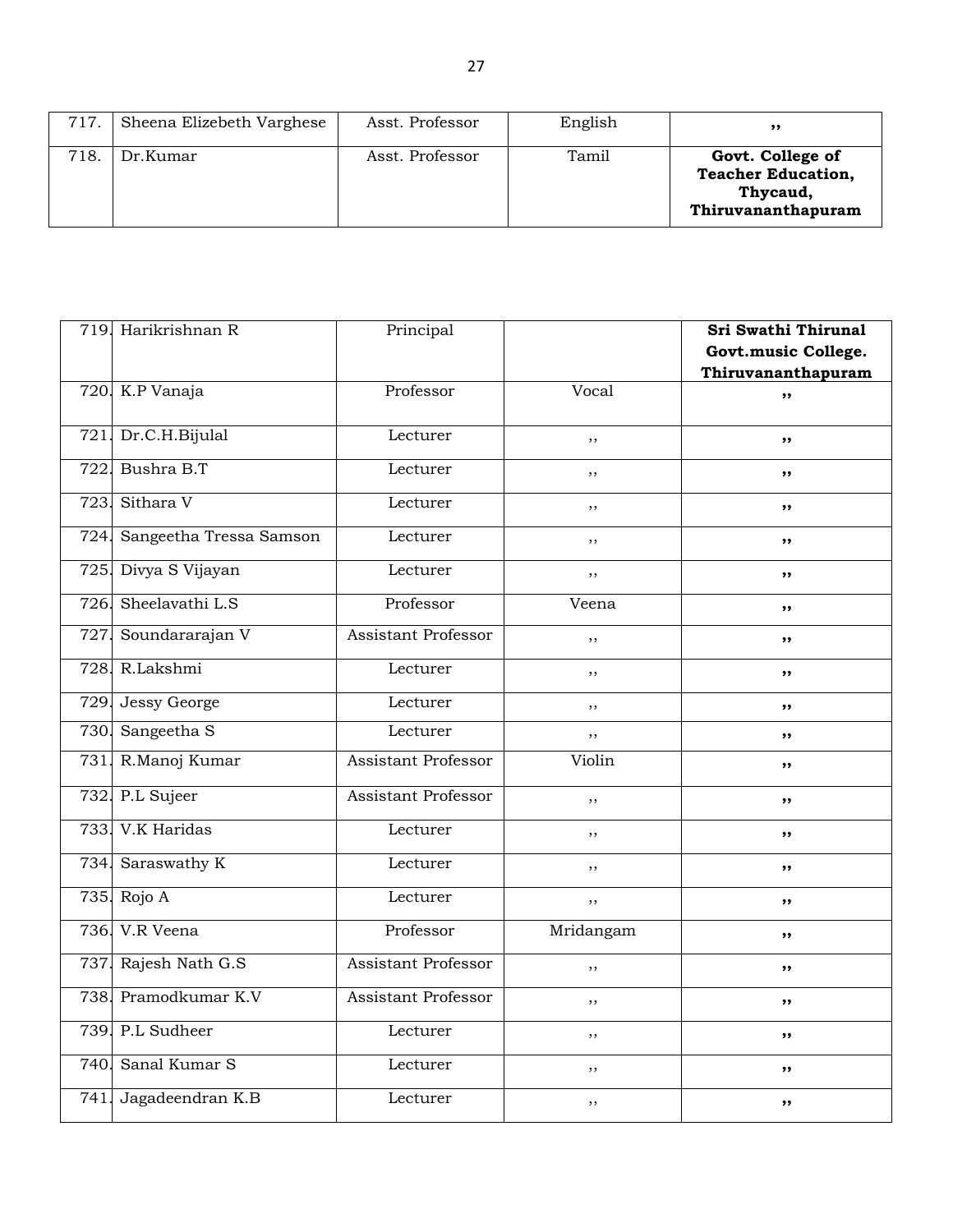| | | | | |
|---|---|---|---|---|
| 717. | Sheena Elizebeth Varghese | Asst. Professor | English | ,, |
| 718. | Dr.Kumar | Asst. Professor | Tamil | **Govt. College of Teacher Education, Thycaud, Thiruvananthapuram** |

| | | | | |
|---|---|---|---|---|
| 719. | Harikrishnan R | Principal | | **Sri Swathi Thirunal Govt.music College. Thiruvananthapuram** |
| 720. | K.P Vanaja | Professor | Vocal | ,, |
| 721. | Dr.C.H.Bijulal | Lecturer | ,, | ,, |
| 722. | Bushra B.T | Lecturer | ,, | ,, |
| 723. | Sithara V | Lecturer | ,, | ,, |
| 724. | Sangeetha Tressa Samson | Lecturer | ,, | ,, |
| 725. | Divya S Vijayan | Lecturer | ,, | ,, |
| 726. | Sheelavathi L.S | Professor | Veena | ,, |
| 727. | Soundararajan V | Assistant Professor | ,, | ,, |
| 728. | R.Lakshmi | Lecturer | ,, | ,, |
| 729. | Jessy George | Lecturer | ,, | ,, |
| 730. | Sangeetha S | Lecturer | ,, | ,, |
| 731. | R.Manoj Kumar | Assistant Professor | Violin | ,, |
| 732. | P.L Sujeer | Assistant Professor | ,, | ,, |
| 733. | V.K Haridas | Lecturer | ,, | ,, |
| 734. | Saraswathy K | Lecturer | ,, | ,, |
| 735. | Rojo A | Lecturer | ,, | ,, |
| 736. | V.R Veena | Professor | Mridangam | ,, |
| 737. | Rajesh Nath G.S | Assistant Professor | ,, | ,, |
| 738. | Pramodkumar K.V | Assistant Professor | ,, | ,, |
| 739. | P.L Sudheer | Lecturer | ,, | ,, |
| 740. | Sanal Kumar S | Lecturer | ,, | ,, |
| 741. | Jagadeendran K.B | Lecturer | ,, | ,, |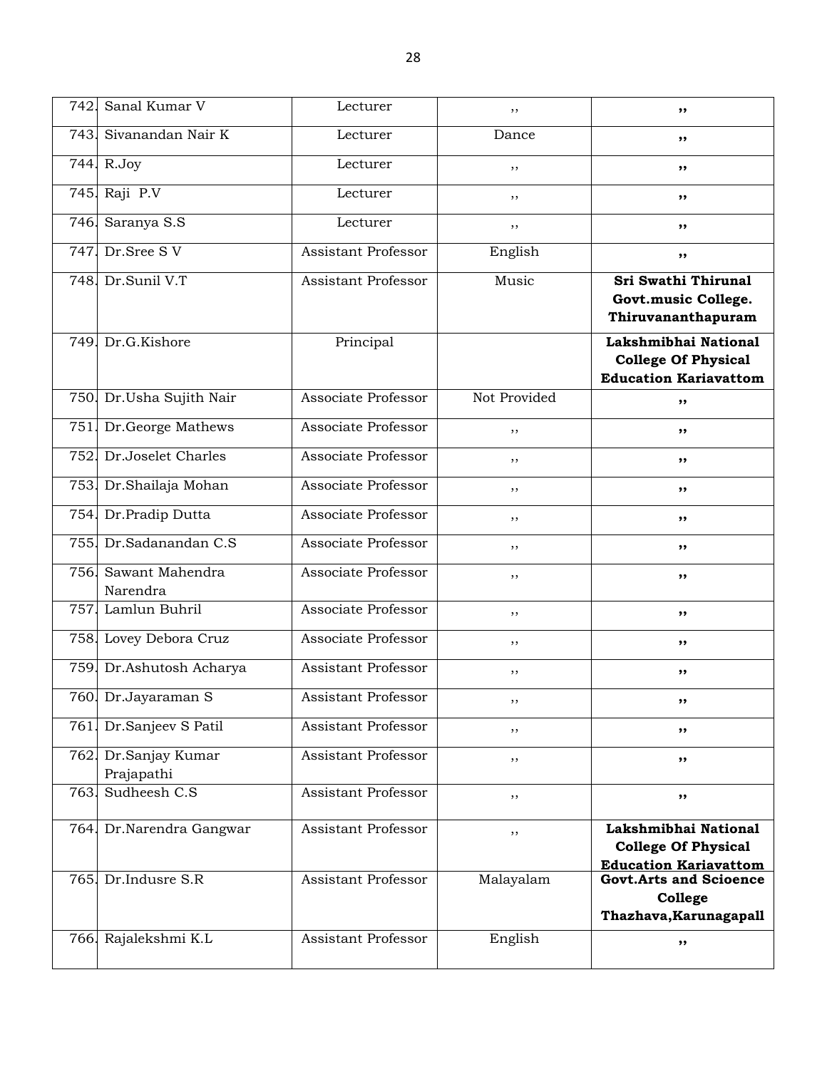| 742. | Sanal Kumar V | Lecturer | ,, | ,, |
|---|---|---|---|---|
| 743. | Sivanandan Nair K | Lecturer | Dance | ,, |
| 744. | R.Joy | Lecturer | ,, | ,, |
| 745. | Raji P.V | Lecturer | ,, | ,, |
| 746. | Saranya S.S | Lecturer | ,, | ,, |
| 747. | Dr.Sree S V | Assistant Professor | English | ,, |
| 748. | Dr.Sunil V.T | Assistant Professor | Music | **Sri Swathi Thirunal Govt.music College. Thiruvananthapuram** |
| 749. | Dr.G.Kishore | Principal | | **Lakshmibhai National College Of Physical Education Kariavattom** |
| 750. | Dr.Usha Sujith Nair | Associate Professor | Not Provided | ,, |
| 751. | Dr.George Mathews | Associate Professor | ,, | ,, |
| 752. | Dr.Joselet Charles | Associate Professor | ,, | ,, |
| 753. | Dr.Shailaja Mohan | Associate Professor | ,, | ,, |
| 754. | Dr.Pradip Dutta | Associate Professor | ,, | ,, |
| 755. | Dr.Sadanandan C.S | Associate Professor | ,, | ,, |
| 756. | Sawant Mahendra Narendra | Associate Professor | ,, | ,, |
| 757. | Lamlun Buhril | Associate Professor | ,, | ,, |
| 758. | Lovey Debora Cruz | Associate Professor | ,, | ,, |
| 759. | Dr.Ashutosh Acharya | Assistant Professor | ,, | ,, |
| 760. | Dr.Jayaraman S | Assistant Professor | ,, | ,, |
| 761. | Dr.Sanjeev S Patil | Assistant Professor | ,, | ,, |
| 762. | Dr.Sanjay Kumar Prajapathi | Assistant Professor | ,, | ,, |
| 763. | Sudheesh C.S | Assistant Professor | ,, | ,, |
| 764. | Dr.Narendra Gangwar | Assistant Professor | ,, | **Lakshmibhai National College Of Physical Education Kariavattom** |
| 765. | Dr.Indusre S.R | Assistant Professor | Malayalam | **Govt.Arts and Scioence College Thazhava,Karunagapall** |
| 766. | Rajalekshmi K.L | Assistant Professor | English | ,, |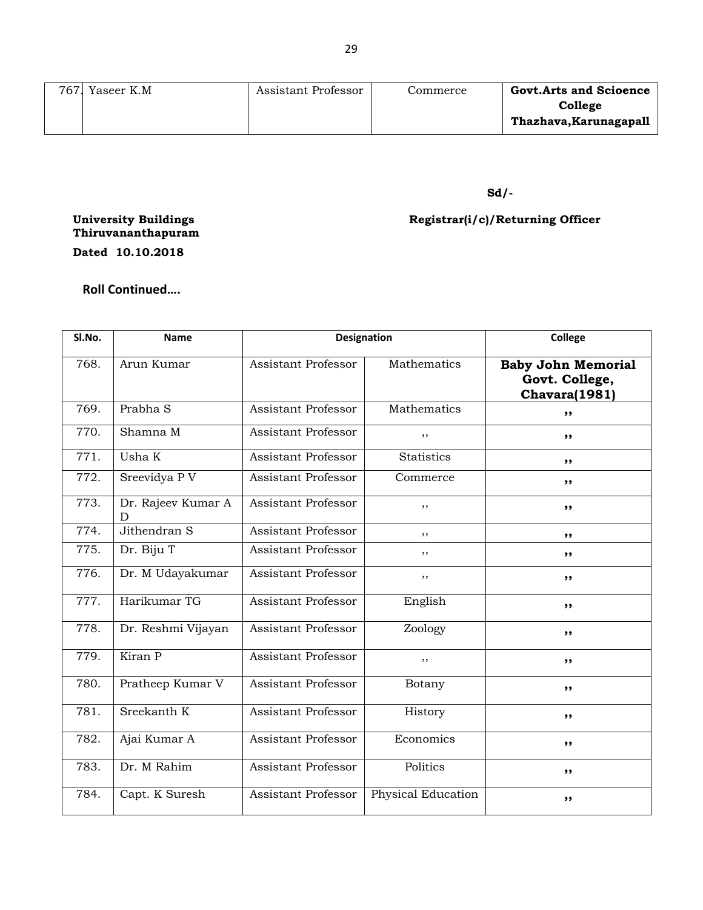| | | | | |
|---|---|---|---|---|
| 767. | Yaseer K.M | Assistant Professor | Commerce | **Govt.Arts and Scioence College Thazhava,Karunagapall** |

**Sd/-**

**University Buildings**
**Thiruvananthapuram**

**Registrar(i/c)/Returning Officer**

**Dated 10.10.2018**

**Roll Continued….**

| Sl.No. | Name | Designation | | College |
|---|---|---|---|---|
| 768. | Arun Kumar | Assistant Professor | Mathematics | **Baby John Memorial Govt. College, Chavara(1981)** |
| 769. | Prabha S | Assistant Professor | Mathematics | ,, |
| 770. | Shamna M | Assistant Professor | ,, | ,, |
| 771. | Usha K | Assistant Professor | Statistics | ,, |
| 772. | Sreevidya P V | Assistant Professor | Commerce | ,, |
| 773. | Dr. Rajeev Kumar A D | Assistant Professor | ,, | ,, |
| 774. | Jithendran S | Assistant Professor | ,, | ,, |
| 775. | Dr. Biju T | Assistant Professor | ,, | ,, |
| 776. | Dr. M Udayakumar | Assistant Professor | ,, | ,, |
| 777. | Harikumar TG | Assistant Professor | English | ,, |
| 778. | Dr. Reshmi Vijayan | Assistant Professor | Zoology | ,, |
| 779. | Kiran P | Assistant Professor | ,, | ,, |
| 780. | Pratheep Kumar V | Assistant Professor | Botany | ,, |
| 781. | Sreekanth K | Assistant Professor | History | ,, |
| 782. | Ajai Kumar A | Assistant Professor | Economics | ,, |
| 783. | Dr. M Rahim | Assistant Professor | Politics | ,, |
| 784. | Capt. K Suresh | Assistant Professor | Physical Education | ,, |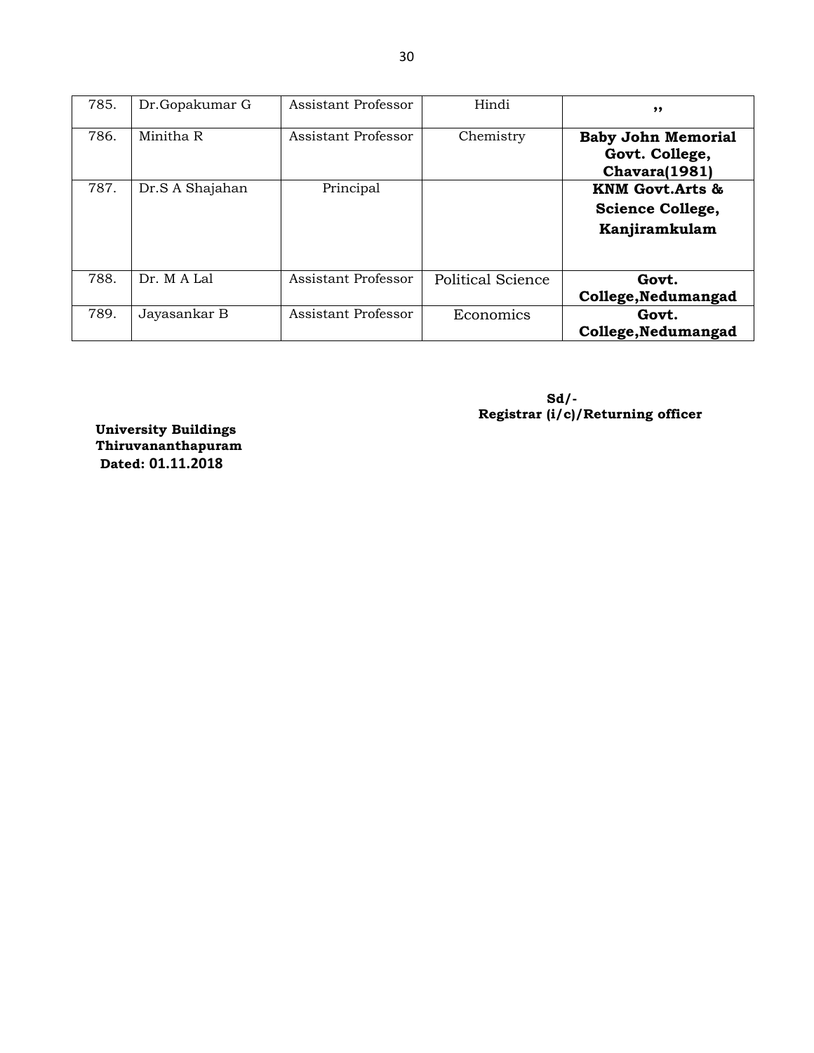| | | | | |
|---|---|---|---|---|
| 785. | Dr.Gopakumar G | Assistant Professor | Hindi | ,, |
| 786. | Minitha R | Assistant Professor | Chemistry | **Baby John Memorial Govt. College, Chavara(1981)** |
| 787. | Dr.S A Shajahan | Principal | | **KNM Govt.Arts & Science College, Kanjiramkulam** |
| 788. | Dr. M A Lal | Assistant Professor | Political Science | **Govt. College,Nedumangad** |
| 789. | Jayasankar B | Assistant Professor | Economics | **Govt. College,Nedumangad** |

**Sd/-**
**Registrar (i/c)/Returning officer**

**University Buildings**
**Thiruvananthapuram**
**Dated: 01.11.2018**